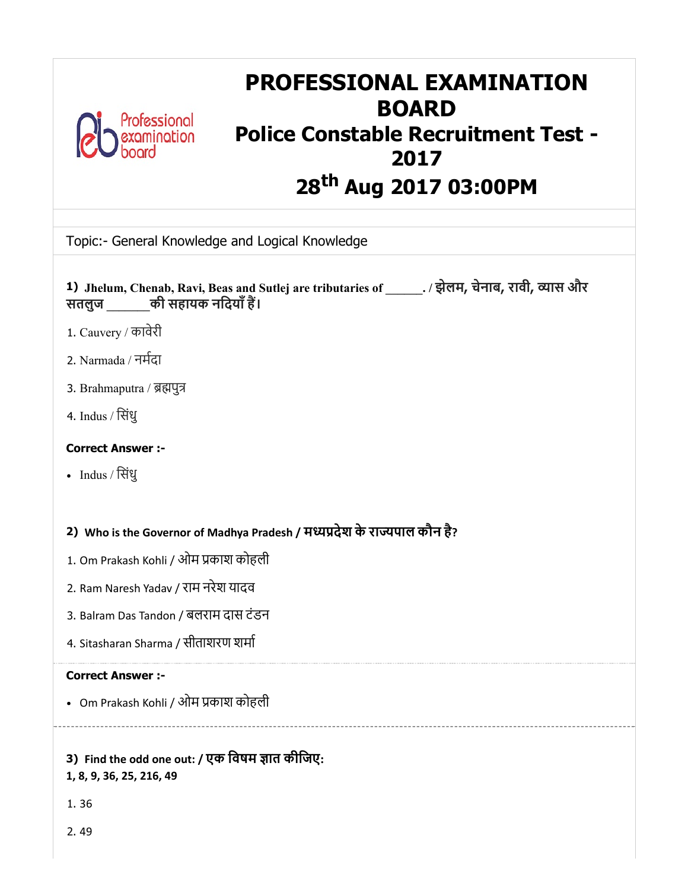# PROFESSIONAL EXAMINATION BOARD

## Police Constable Recruitment Test - 2017

## 28th Aug 2017 03:00PM

Topic:- General Knowledge and Logical Knowledge

**1) Jhelum, Chenab, Ravi, Beas and Sutlej are tributaries of ______. / झेलम, चेनाब, रावी, व्यास और सतलुज ______की सहायक नदियाँ हैं।**

1. Cauvery / कावेरी
2. Narmada / नर्मदा
3. Brahmaputra / ब्रह्मपुत्र
4. Indus / सिंधु

**Correct Answer :-**

- Indus / सिंधु

**2) Who is the Governor of Madhya Pradesh / मध्यप्रदेश के राज्यपाल कौन है?**

1. Om Prakash Kohli / ओम प्रकाश कोहली
2. Ram Naresh Yadav / राम नरेश यादव
3. Balram Das Tandon / बलराम दास टंडन
4. Sitasharan Sharma / सीताशरण शर्मा

**Correct Answer :-**

- Om Prakash Kohli / ओम प्रकाश कोहली

**3) Find the odd one out: / एक विषम ज्ञात कीजिए:**
**1, 8, 9, 36, 25, 216, 49**

1. 36
2. 49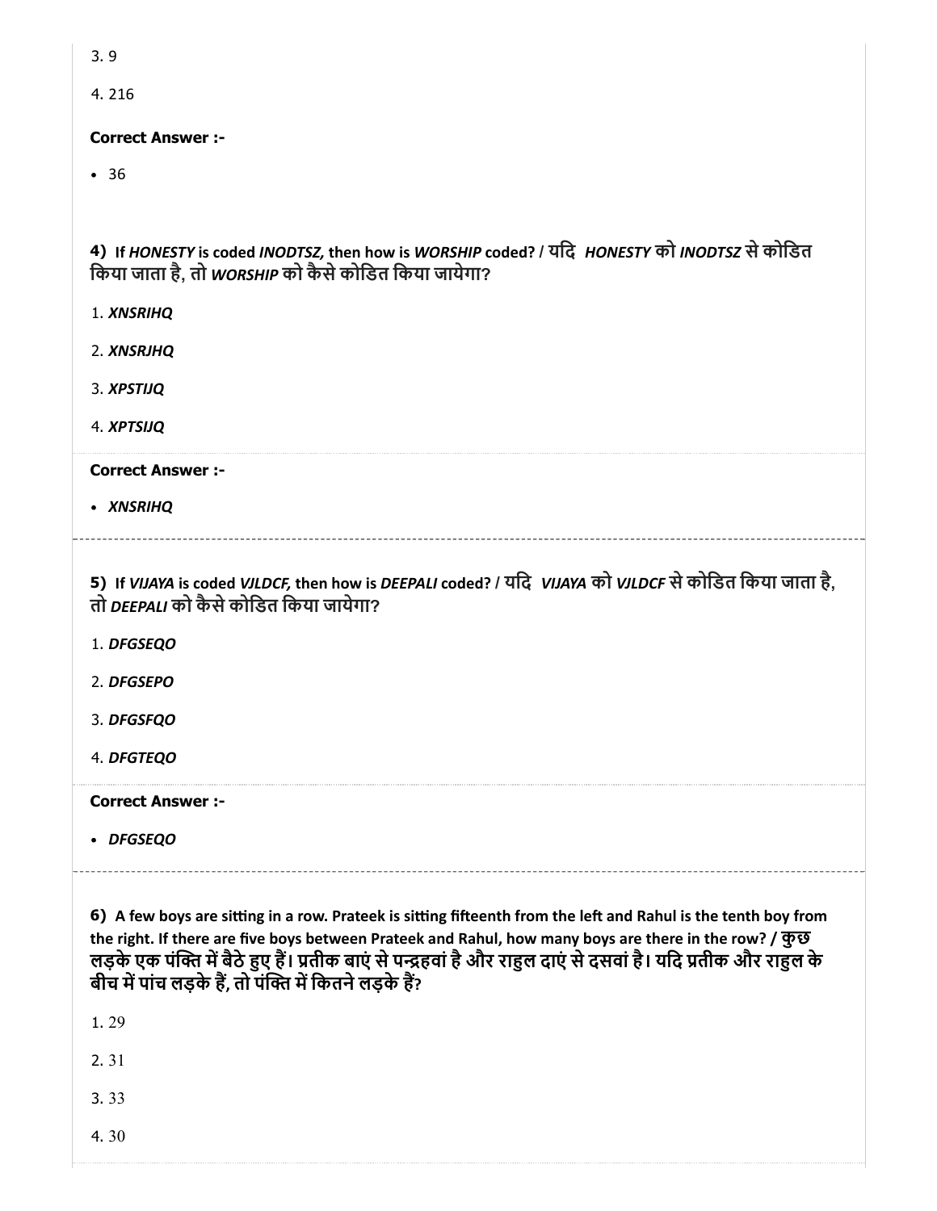3. 9

4. 216

**Correct Answer :-**

- 36

**4)** **If *HONESTY* is coded *INODTSZ,* then how is *WORSHIP* coded? / यदि *HONESTY* को *INODTSZ* से कोडित किया जाता है, तो *WORSHIP* को कैसे कोडित किया जायेगा?**

1. ***XNSRIHQ***

2. ***XNSRJHQ***

3. ***XPSTIJQ***

4. ***XPTSIJQ***

**Correct Answer :-**

- ***XNSRIHQ***

**5)** **If *VIJAYA* is coded *VJLDCF,* then how is *DEEPALI* coded? / यदि *VIJAYA* को *VJLDCF* से कोडित किया जाता है, तो *DEEPALI* को कैसे कोडित किया जायेगा?**

1. ***DFGSEQO***

2. ***DFGSEPO***

3. ***DFGSFQO***

4. ***DFGTEQO***

**Correct Answer :-**

- ***DFGSEQO***

**6)** **A few boys are sitting in a row. Prateek is sitting fifteenth from the left and Rahul is the tenth boy from the right. If there are five boys between Prateek and Rahul, how many boys are there in the row? / कुछ लड़के एक पंक्ति में बैठे हुए हैं। प्रतीक बाएं से पन्द्रहवां है और राहुल दाएं से दसवां है। यदि प्रतीक और राहुल के बीच में पांच लड़के हैं, तो पंक्ति में कितने लड़के हैं?**

1. 29

2. 31

3. 33

4. 30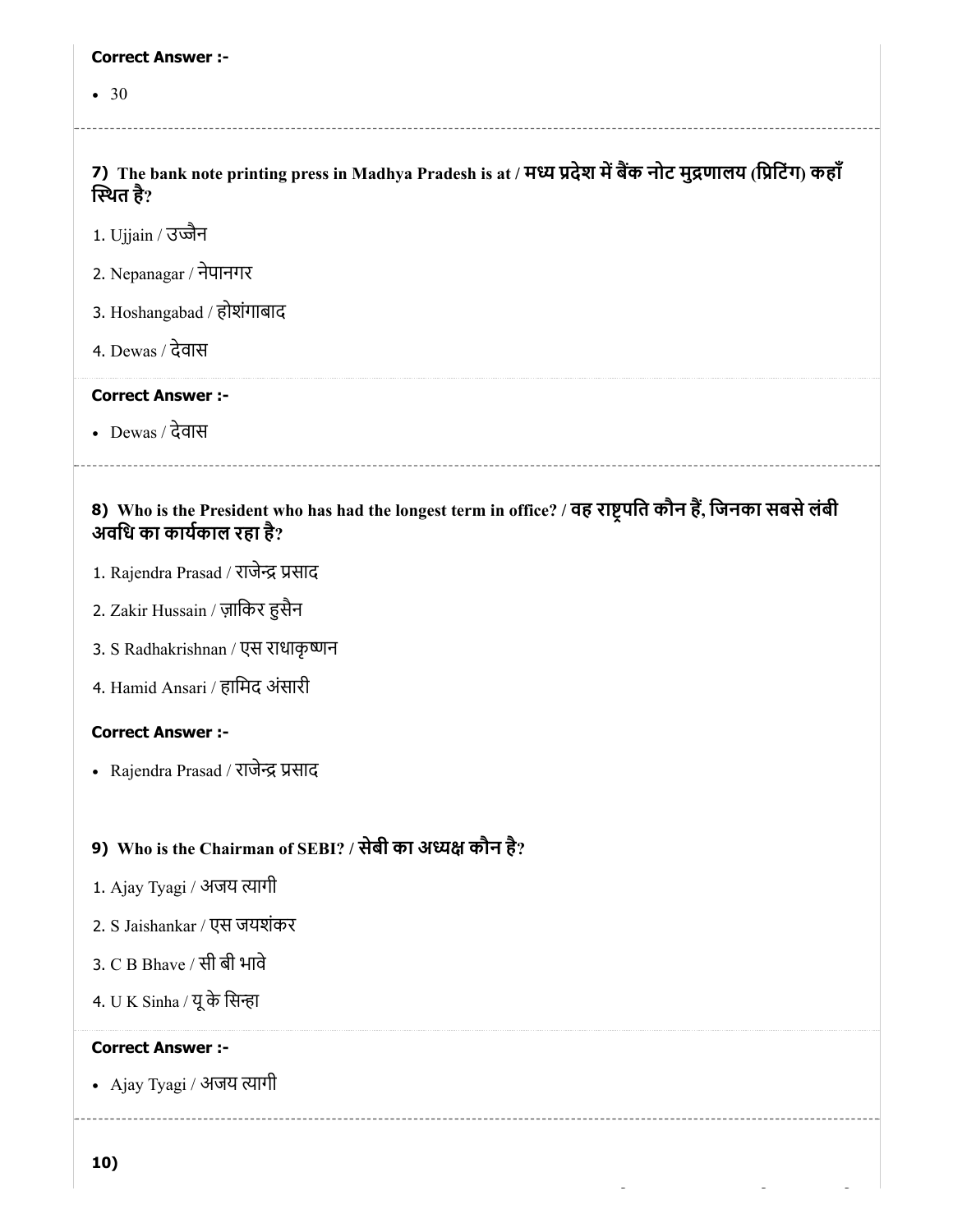**Correct Answer :-**

- 30

### 7) The bank note printing press in Madhya Pradesh is at / मध्य प्रदेश में बैंक नोट मुद्रणालय (प्रिंटिंग) कहाँ स्थित है?

1. Ujjain / उज्जैन
2. Nepanagar / नेपानगर
3. Hoshangabad / होशंगाबाद
4. Dewas / देवास

**Correct Answer :-**

- Dewas / देवास

### 8) Who is the President who has had the longest term in office? / वह राष्ट्रपति कौन हैं, जिनका सबसे लंबी अवधि का कार्यकाल रहा है?

1. Rajendra Prasad / राजेन्द्र प्रसाद
2. Zakir Hussain / ज़ाकिर हुसैन
3. S Radhakrishnan / एस राधाकृष्णन
4. Hamid Ansari / हामिद अंसारी

**Correct Answer :-**

- Rajendra Prasad / राजेन्द्र प्रसाद

### 9) Who is the Chairman of SEBI? / सेबी का अध्यक्ष कौन है?

1. Ajay Tyagi / अजय त्यागी
2. S Jaishankar / एस जयशंकर
3. C B Bhave / सी बी भावे
4. U K Sinha / यू के सिन्हा

**Correct Answer :-**

- Ajay Tyagi / अजय त्यागी

### 10)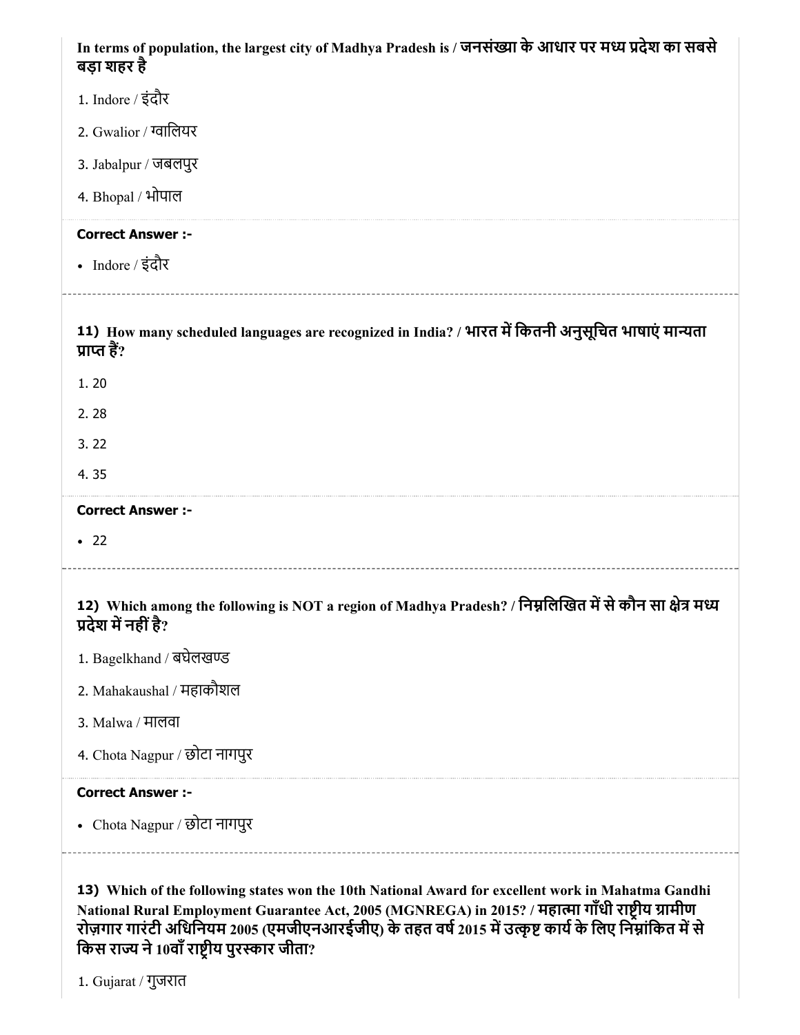**In terms of population, the largest city of Madhya Pradesh is / जनसंख्या के आधार पर मध्य प्रदेश का सबसे बड़ा शहर है**

1. Indore / इंदौर
2. Gwalior / ग्वालियर
3. Jabalpur / जबलपुर
4. Bhopal / भोपाल

**Correct Answer :-**

- Indore / इंदौर

---

**11) How many scheduled languages are recognized in India? / भारत में कितनी अनुसूचित भाषाएं मान्यता प्राप्त हैं?**

1. 20
2. 28
3. 22
4. 35

**Correct Answer :-**

- 22

---

**12) Which among the following is NOT a region of Madhya Pradesh? / निम्नलिखित में से कौन सा क्षेत्र मध्य प्रदेश में नहीं है?**

1. Bagelkhand / बघेलखण्ड
2. Mahakaushal / महाकौशल
3. Malwa / मालवा
4. Chota Nagpur / छोटा नागपुर

**Correct Answer :-**

- Chota Nagpur / छोटा नागपुर

---

**13) Which of the following states won the 10th National Award for excellent work in Mahatma Gandhi National Rural Employment Guarantee Act, 2005 (MGNREGA) in 2015? / महात्मा गाँधी राष्ट्रीय ग्रामीण रोज़गार गारंटी अधिनियम 2005 (एमजीएनआरईजीए) के तहत वर्ष 2015 में उत्कृष्ट कार्य के लिए निम्नांकित में से किस राज्य ने 10वाँ राष्ट्रीय पुरस्कार जीता?**

1. Gujarat / गुजरात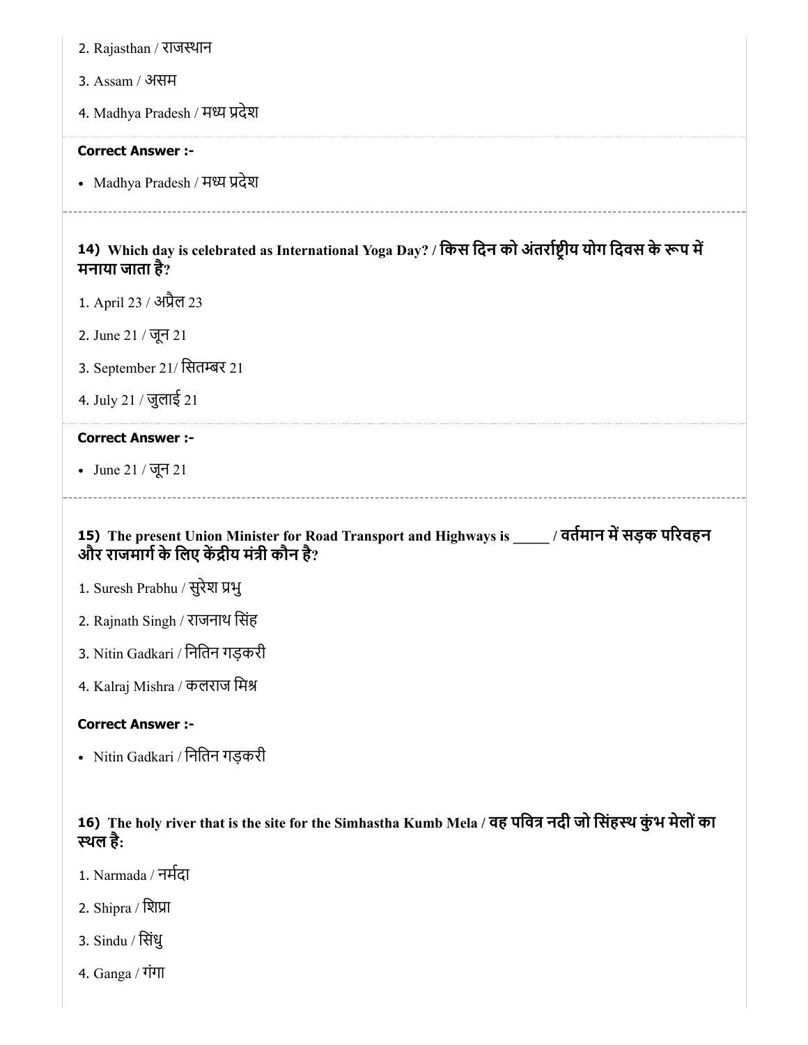2. Rajasthan / राजस्थान

3. Assam / असम

4. Madhya Pradesh / मध्य प्रदेश

**Correct Answer :-**

- Madhya Pradesh / मध्य प्रदेश

---

**14) Which day is celebrated as International Yoga Day? / किस दिन को अंतर्राष्ट्रीय योग दिवस के रूप में मनाया जाता है?**

1. April 23 / अप्रैल 23

2. June 21 / जून 21

3. September 21/ सितम्बर 21

4. July 21 / जुलाई 21

**Correct Answer :-**

- June 21 / जून 21

---

**15) The present Union Minister for Road Transport and Highways is _____ / वर्तमान में सड़क परिवहन और राजमार्ग के लिए केंद्रीय मंत्री कौन है?**

1. Suresh Prabhu / सुरेश प्रभु

2. Rajnath Singh / राजनाथ सिंह

3. Nitin Gadkari / नितिन गड़करी

4. Kalraj Mishra / कलराज मिश्र

**Correct Answer :-**

- Nitin Gadkari / नितिन गड़करी

**16) The holy river that is the site for the Simhastha Kumb Mela / वह पवित्र नदी जो सिंहस्थ कुंभ मेलों का स्थल है:**

1. Narmada / नर्मदा

2. Shipra / शिप्रा

3. Sindu / सिंधु

4. Ganga / गंगा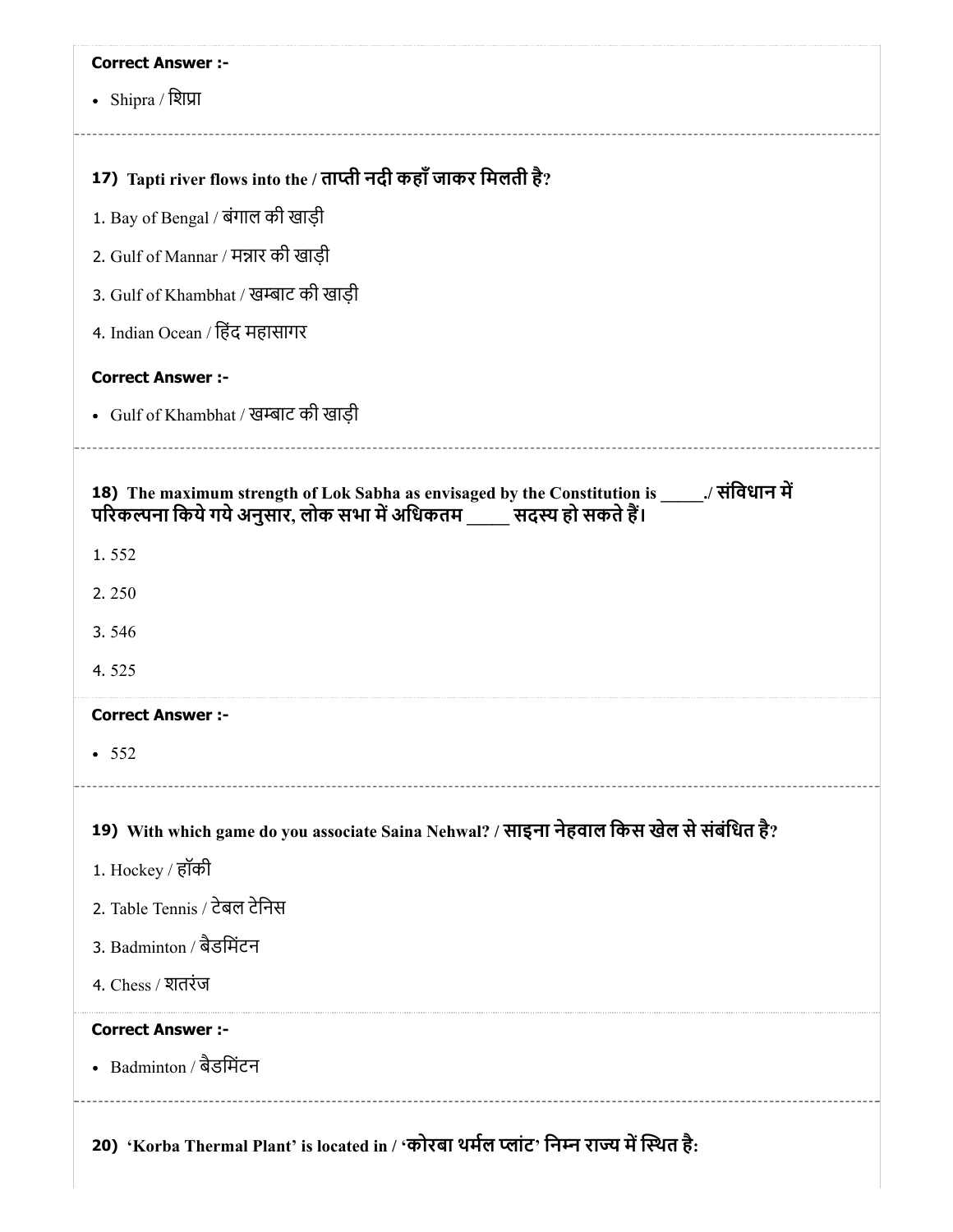**Correct Answer :-**

- Shipra / शिप्रा

**17) Tapti river flows into the / ताप्ती नदी कहाँ जाकर मिलती है?**

1. Bay of Bengal / बंगाल की खाड़ी
2. Gulf of Mannar / मन्नार की खाड़ी
3. Gulf of Khambhat / खम्बाट की खाड़ी
4. Indian Ocean / हिंद महासागर

**Correct Answer :-**

- Gulf of Khambhat / खम्बाट की खाड़ी

**18) The maximum strength of Lok Sabha as envisaged by the Constitution is _____./ संविधान में परिकल्पना किये गये अनुसार, लोक सभा में अधिकतम _____ सदस्य हो सकते हैं।**

1. 552
2. 250
3. 546
4. 525

**Correct Answer :-**

- 552

**19) With which game do you associate Saina Nehwal? / साइना नेहवाल किस खेल से संबंधित है?**

1. Hockey / हॉकी
2. Table Tennis / टेबल टेनिस
3. Badminton / बैडमिंटन
4. Chess / शतरंज

**Correct Answer :-**

- Badminton / बैडमिंटन

**20) 'Korba Thermal Plant' is located in / 'कोरबा थर्मल प्लांट' निम्न राज्य में स्थित है:**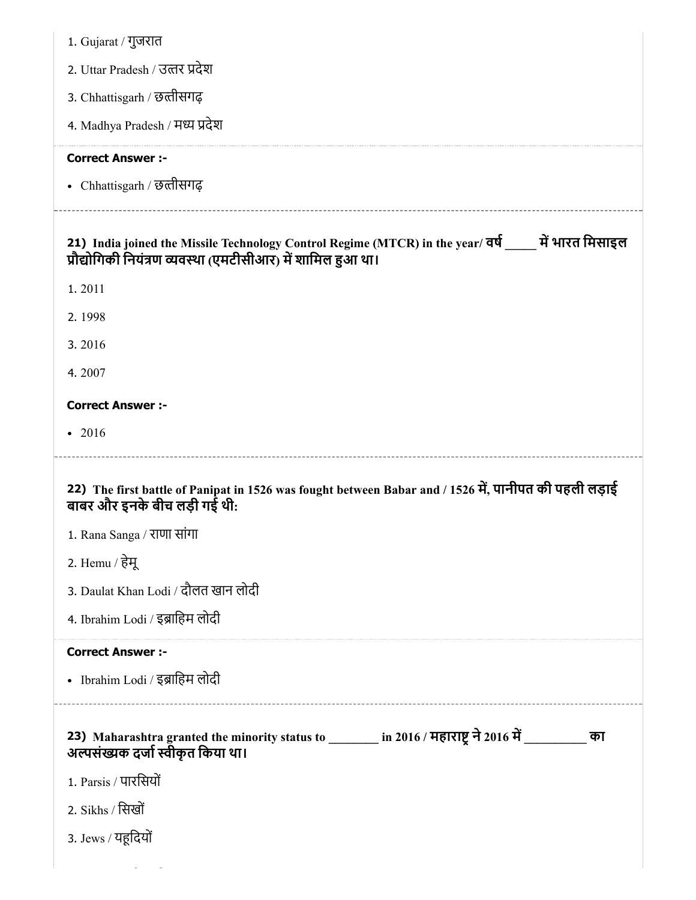1. Gujarat / गुजरात

2. Uttar Pradesh / उत्तर प्रदेश

3. Chhattisgarh / छत्तीसगढ़

4. Madhya Pradesh / मध्य प्रदेश

**Correct Answer :-**

- Chhattisgarh / छत्तीसगढ़

---

**21) India joined the Missile Technology Control Regime (MTCR) in the year/ वर्ष _____ में भारत मिसाइल प्रौद्योगिकी नियंत्रण व्यवस्था (एमटीसीआर) में शामिल हुआ था।**

1. 2011

2. 1998

3. 2016

4. 2007

**Correct Answer :-**

- 2016

---

**22) The first battle of Panipat in 1526 was fought between Babar and / 1526 में, पानीपत की पहली लड़ाई बाबर और इनके बीच लड़ी गई थी:**

1. Rana Sanga / राणा सांगा

2. Hemu / हेमू

3. Daulat Khan Lodi / दौलत खान लोदी

4. Ibrahim Lodi / इब्राहिम लोदी

**Correct Answer :-**

- Ibrahim Lodi / इब्राहिम लोदी

---

**23) Maharashtra granted the minority status to ________ in 2016 / महाराष्ट्र ने 2016 में __________ का अल्पसंख्यक दर्जा स्वीकृत किया था।**

1. Parsis / पारसियों

2. Sikhs / सिखों

3. Jews / यहूदियों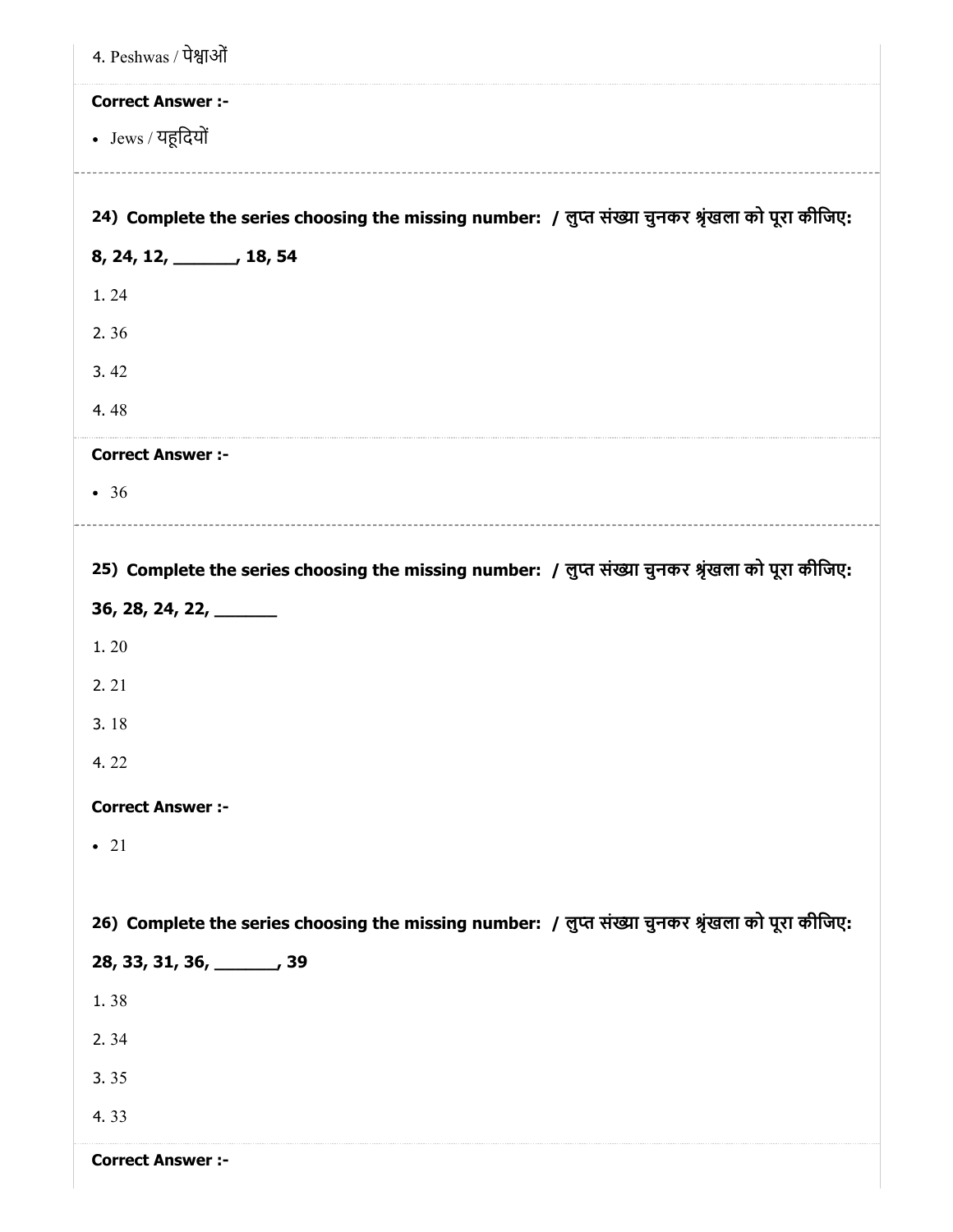4. Peshwas / पेश्वाओं

**Correct Answer :-**

- Jews / यहूदियों

---

**24) Complete the series choosing the missing number: / लुप्त संख्या चुनकर श्रृंखला को पूरा कीजिए:**

**8, 24, 12, _______, 18, 54**

1. 24
2. 36
3. 42
4. 48

**Correct Answer :-**

- 36

---

**25) Complete the series choosing the missing number: / लुप्त संख्या चुनकर श्रृंखला को पूरा कीजिए:**

**36, 28, 24, 22, _______**

1. 20
2. 21
3. 18
4. 22

**Correct Answer :-**

- 21

---

**26) Complete the series choosing the missing number: / लुप्त संख्या चुनकर श्रृंखला को पूरा कीजिए:**

**28, 33, 31, 36, _______, 39**

1. 38
2. 34
3. 35
4. 33

**Correct Answer :-**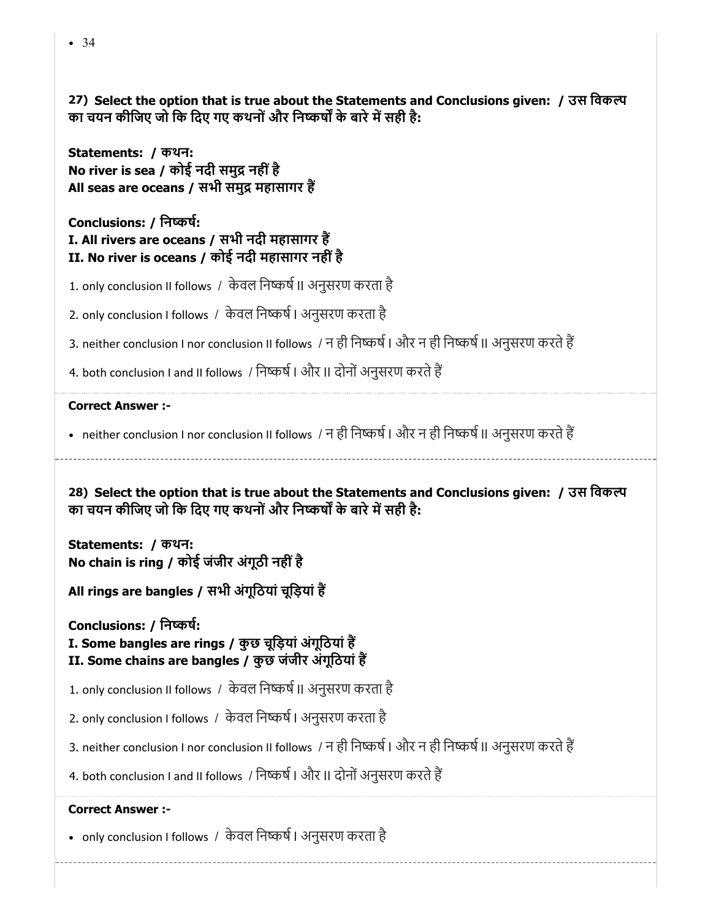- 34

**27) Select the option that is true about the Statements and Conclusions given: / उस विकल्प का चयन कीजिए जो कि दिए गए कथनों और निष्कर्षों के बारे में सही है:**

**Statements: / कथन:**
**No river is sea / कोई नदी समुद्र नहीं है**
**All seas are oceans / सभी समुद्र महासागर हैं**

**Conclusions: / निष्कर्ष:**
**I. All rivers are oceans / सभी नदी महासागर हैं**
**II. No river is oceans / कोई नदी महासागर नहीं है**

1. only conclusion II follows / केवल निष्कर्ष II अनुसरण करता है
2. only conclusion I follows / केवल निष्कर्ष I अनुसरण करता है
3. neither conclusion I nor conclusion II follows / न ही निष्कर्ष I और न ही निष्कर्ष II अनुसरण करते हैं
4. both conclusion I and II follows / निष्कर्ष I और II दोनों अनुसरण करते हैं

**Correct Answer :-**

- neither conclusion I nor conclusion II follows / न ही निष्कर्ष I और न ही निष्कर्ष II अनुसरण करते हैं

---

**28) Select the option that is true about the Statements and Conclusions given: / उस विकल्प का चयन कीजिए जो कि दिए गए कथनों और निष्कर्षों के बारे में सही है:**

**Statements: / कथन:**
**No chain is ring / कोई जंजीर अंगूठी नहीं है**

**All rings are bangles / सभी अंगूठियां चूड़ियां हैं**

**Conclusions: / निष्कर्ष:**
**I. Some bangles are rings / कुछ चूड़ियां अंगूठियां हैं**
**II. Some chains are bangles / कुछ जंजीर अंगूठियां हैं**

1. only conclusion II follows / केवल निष्कर्ष II अनुसरण करता है
2. only conclusion I follows / केवल निष्कर्ष I अनुसरण करता है
3. neither conclusion I nor conclusion II follows / न ही निष्कर्ष I और न ही निष्कर्ष II अनुसरण करते हैं
4. both conclusion I and II follows / निष्कर्ष I और II दोनों अनुसरण करते हैं

**Correct Answer :-**

- only conclusion I follows / केवल निष्कर्ष I अनुसरण करता है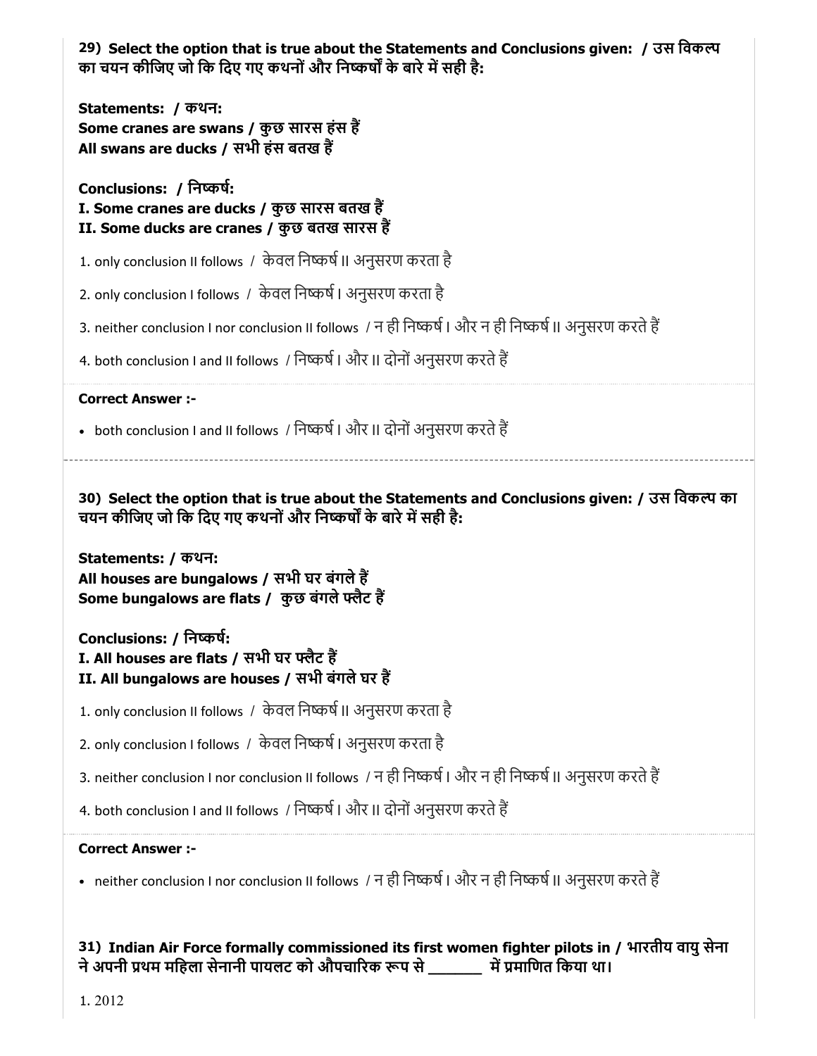**29) Select the option that is true about the Statements and Conclusions given: / उस विकल्प का चयन कीजिए जो कि दिए गए कथनों और निष्कर्षों के बारे में सही है:**

**Statements: / कथन:**
**Some cranes are swans / कुछ सारस हंस हैं**
**All swans are ducks / सभी हंस बतख हैं**

**Conclusions: / निष्कर्ष:**
**I. Some cranes are ducks / कुछ सारस बतख हैं**
**II. Some ducks are cranes / कुछ बतख सारस हैं**

1. only conclusion II follows / केवल निष्कर्ष II अनुसरण करता है
2. only conclusion I follows / केवल निष्कर्ष I अनुसरण करता है
3. neither conclusion I nor conclusion II follows / न ही निष्कर्ष I और न ही निष्कर्ष II अनुसरण करते हैं
4. both conclusion I and II follows / निष्कर्ष I और II दोनों अनुसरण करते हैं

**Correct Answer :-**

- both conclusion I and II follows / निष्कर्ष I और II दोनों अनुसरण करते हैं

---

**30) Select the option that is true about the Statements and Conclusions given: / उस विकल्प का चयन कीजिए जो कि दिए गए कथनों और निष्कर्षों के बारे में सही है:**

**Statements: / कथन:**
**All houses are bungalows / सभी घर बंगले हैं**
**Some bungalows are flats / कुछ बंगले फ्लैट हैं**

**Conclusions: / निष्कर्ष:**
**I. All houses are flats / सभी घर फ्लैट हैं**
**II. All bungalows are houses / सभी बंगले घर हैं**

1. only conclusion II follows / केवल निष्कर्ष II अनुसरण करता है
2. only conclusion I follows / केवल निष्कर्ष I अनुसरण करता है
3. neither conclusion I nor conclusion II follows / न ही निष्कर्ष I और न ही निष्कर्ष II अनुसरण करते हैं
4. both conclusion I and II follows / निष्कर्ष I और II दोनों अनुसरण करते हैं

**Correct Answer :-**

- neither conclusion I nor conclusion II follows / न ही निष्कर्ष I और न ही निष्कर्ष II अनुसरण करते हैं

**31) Indian Air Force formally commissioned its first women fighter pilots in / भारतीय वायु सेना ने अपनी प्रथम महिला सेनानी पायलट को औपचारिक रूप से _______ में प्रमाणित किया था।**

1. 2012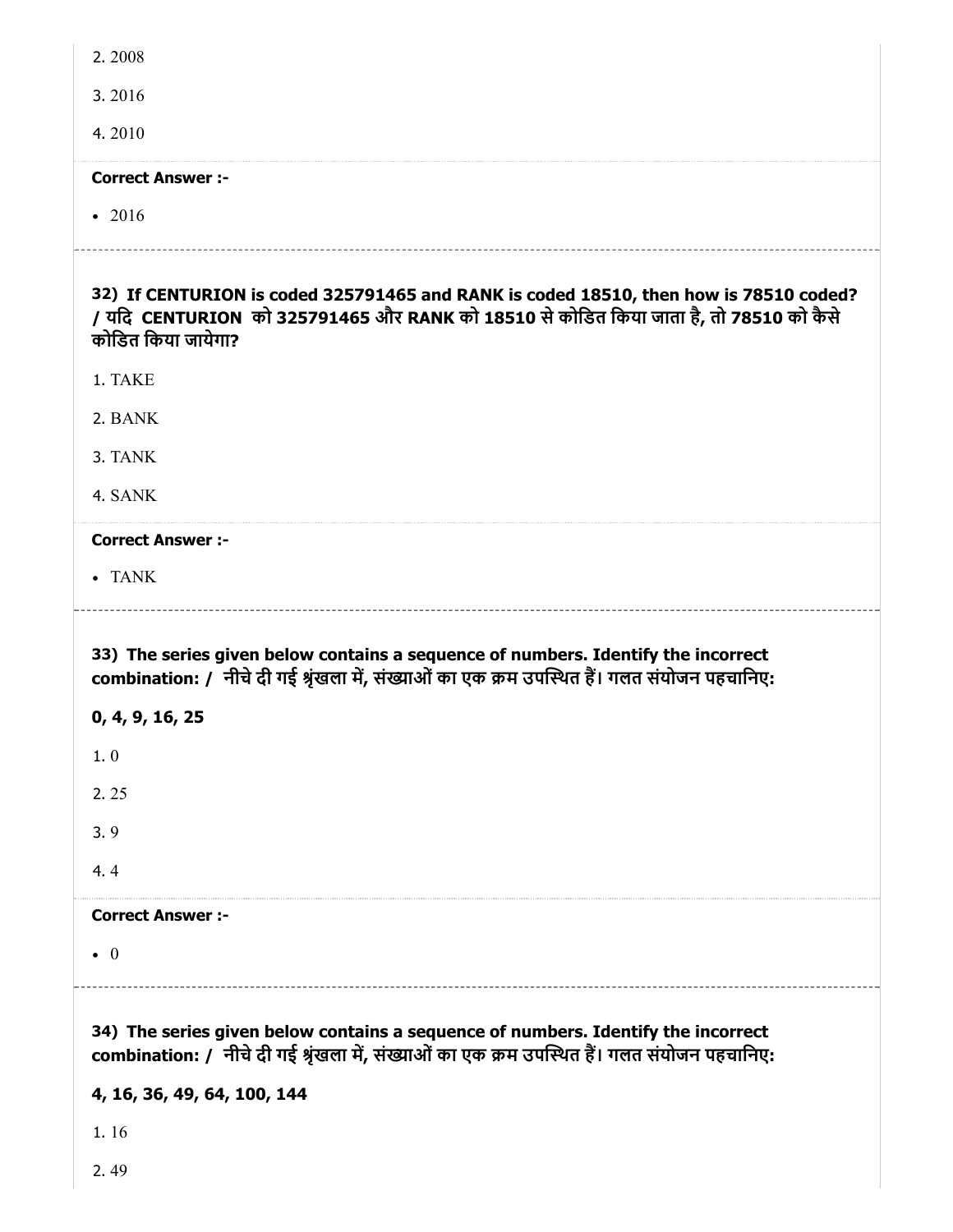2. 2008

3. 2016

4. 2010

**Correct Answer :-**

- 2016

**32) If CENTURION is coded 325791465 and RANK is coded 18510, then how is 78510 coded? / यदि CENTURION को 325791465 और RANK को 18510 से कोडित किया जाता है, तो 78510 को कैसे कोडित किया जायेगा?**

1. TAKE

2. BANK

3. TANK

4. SANK

**Correct Answer :-**

- TANK

**33) The series given below contains a sequence of numbers. Identify the incorrect combination: / नीचे दी गई श्रृंखला में, संख्याओं का एक क्रम उपस्थित हैं। गलत संयोजन पहचानिए:**

**0, 4, 9, 16, 25**

1. 0

2. 25

3. 9

4. 4

**Correct Answer :-**

- 0

**34) The series given below contains a sequence of numbers. Identify the incorrect combination: / नीचे दी गई श्रृंखला में, संख्याओं का एक क्रम उपस्थित हैं। गलत संयोजन पहचानिए:**

**4, 16, 36, 49, 64, 100, 144**

1. 16

2. 49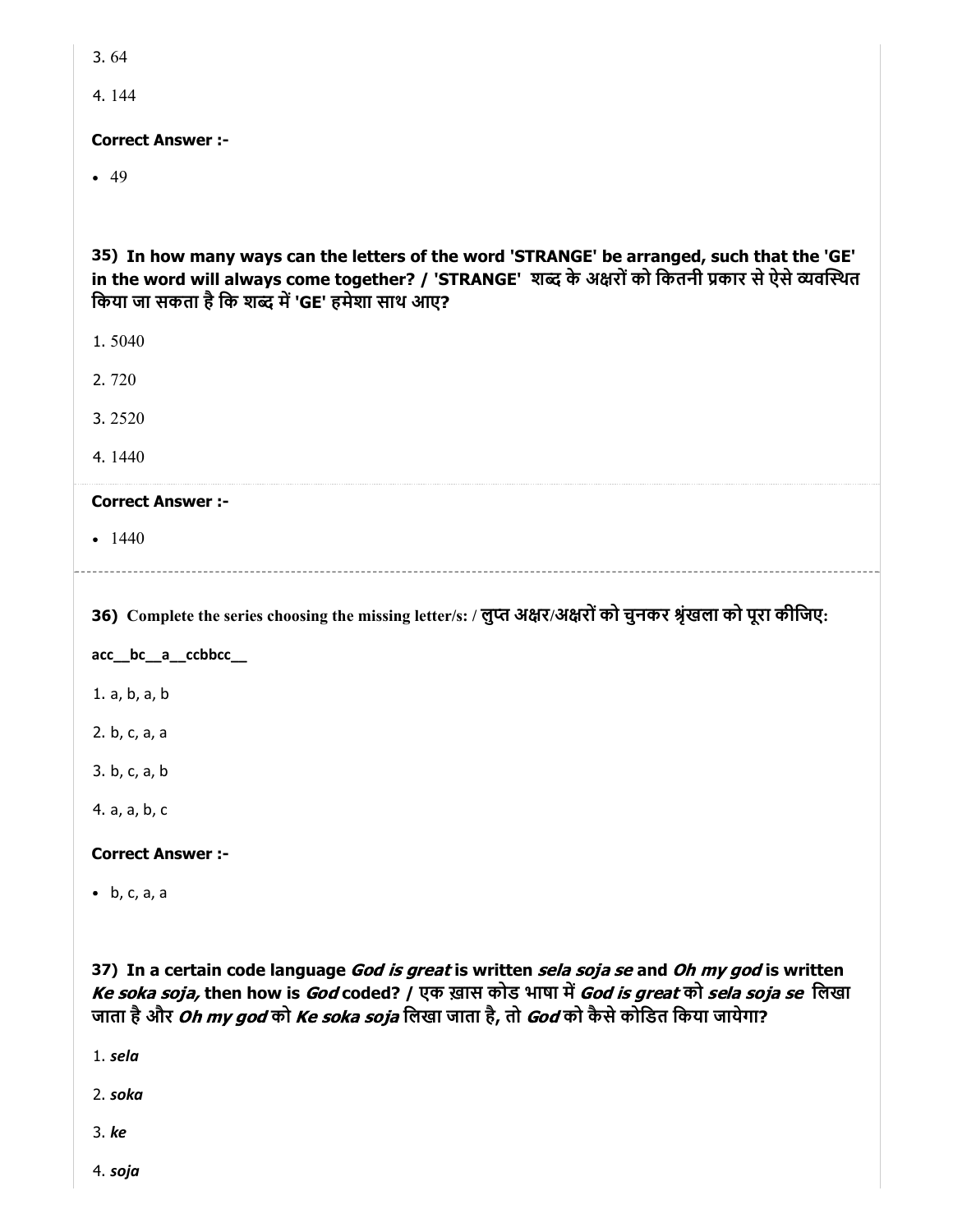3. 64

4. 144

**Correct Answer :-**

- 49

**35) In how many ways can the letters of the word 'STRANGE' be arranged, such that the 'GE' in the word will always come together? / 'STRANGE' शब्द के अक्षरों को कितनी प्रकार से ऐसे व्यवस्थित किया जा सकता है कि शब्द में 'GE' हमेशा साथ आए?**

1. 5040

2. 720

3. 2520

4. 1440

**Correct Answer :-**

- 1440

**36) Complete the series choosing the missing letter/s: / लुप्त अक्षर/अक्षरों को चुनकर श्रृंखला को पूरा कीजिए:**

**acc__bc__a__ccbbcc__**

1. a, b, a, b

2. b, c, a, a

3. b, c, a, b

4. a, a, b, c

**Correct Answer :-**

- b, c, a, a

**37) In a certain code language *God is great* is written *sela soja se* and *Oh my god* is written *Ke soka soja,* then how is *God* coded? / एक ख़ास कोड भाषा में *God is great* को *sela soja se* लिखा जाता है और *Oh my god* को *Ke soka soja* लिखा जाता है, तो *God* को कैसे कोडित किया जायेगा?**

1. ***sela***

2. ***soka***

3. ***ke***

4. ***soja***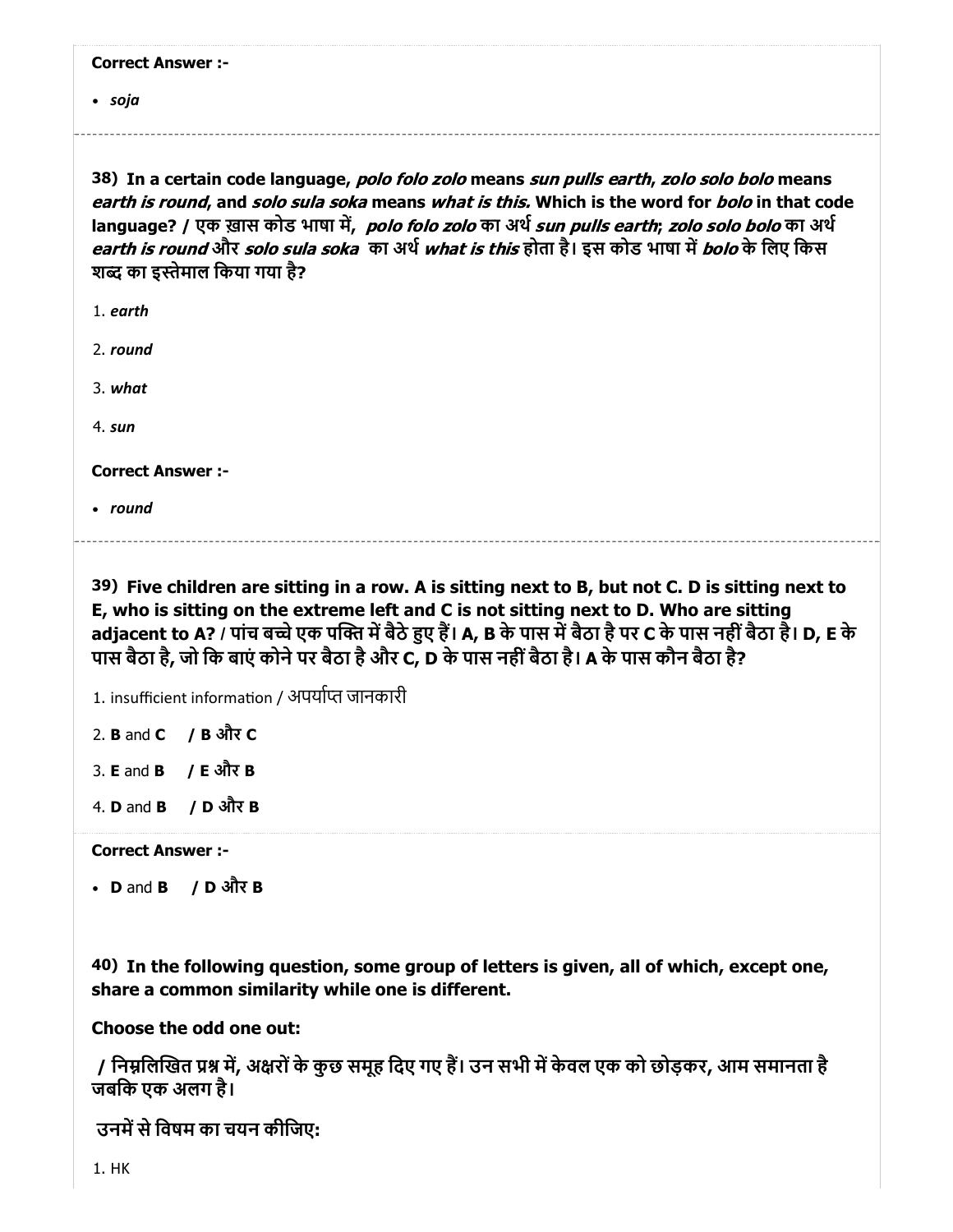**Correct Answer :-**

- *soja*

---

**38) In a certain code language, *polo folo zolo* means *sun pulls earth*, *zolo solo bolo* means *earth is round*, and *solo sula soka* means *what is this.* Which is the word for *bolo* in that code language? / एक ख़ास कोड भाषा में, *polo folo zolo* का अर्थ *sun pulls earth*; *zolo solo bolo* का अर्थ *earth is round* और *solo sula soka* का अर्थ *what is this* होता है। इस कोड भाषा में *bolo* के लिए किस शब्द का इस्तेमाल किया गया है?**

1. *earth*
2. *round*
3. *what*
4. *sun*

**Correct Answer :-**

- *round*

---

**39) Five children are sitting in a row. A is sitting next to B, but not C. D is sitting next to E, who is sitting on the extreme left and C is not sitting next to D. Who are sitting adjacent to A? / पांच बच्चे एक पक्ति में बैठे हुए हैं। A, B के पास में बैठा है पर C के पास नहीं बैठा है। D, E के पास बैठा है, जो कि बाएं कोने पर बैठा है और C, D के पास नहीं बैठा है। A के पास कौन बैठा है?**

1. insufficient information / अपर्याप्त जानकारी
2. **B** and **C** / **B और C**
3. **E** and **B** / **E और B**
4. **D** and **B** / **D और B**

**Correct Answer :-**

- **D** and **B** / **D और B**

---

**40) In the following question, some group of letters is given, all of which, except one, share a common similarity while one is different.**

**Choose the odd one out:**

**/ निम्नलिखित प्रश्न में, अक्षरों के कुछ समूह दिए गए हैं। उन सभी में केवल एक को छोड़कर, आम समानता है जबकि एक अलग है।**

**उनमें से विषम का चयन कीजिए:**

1. HK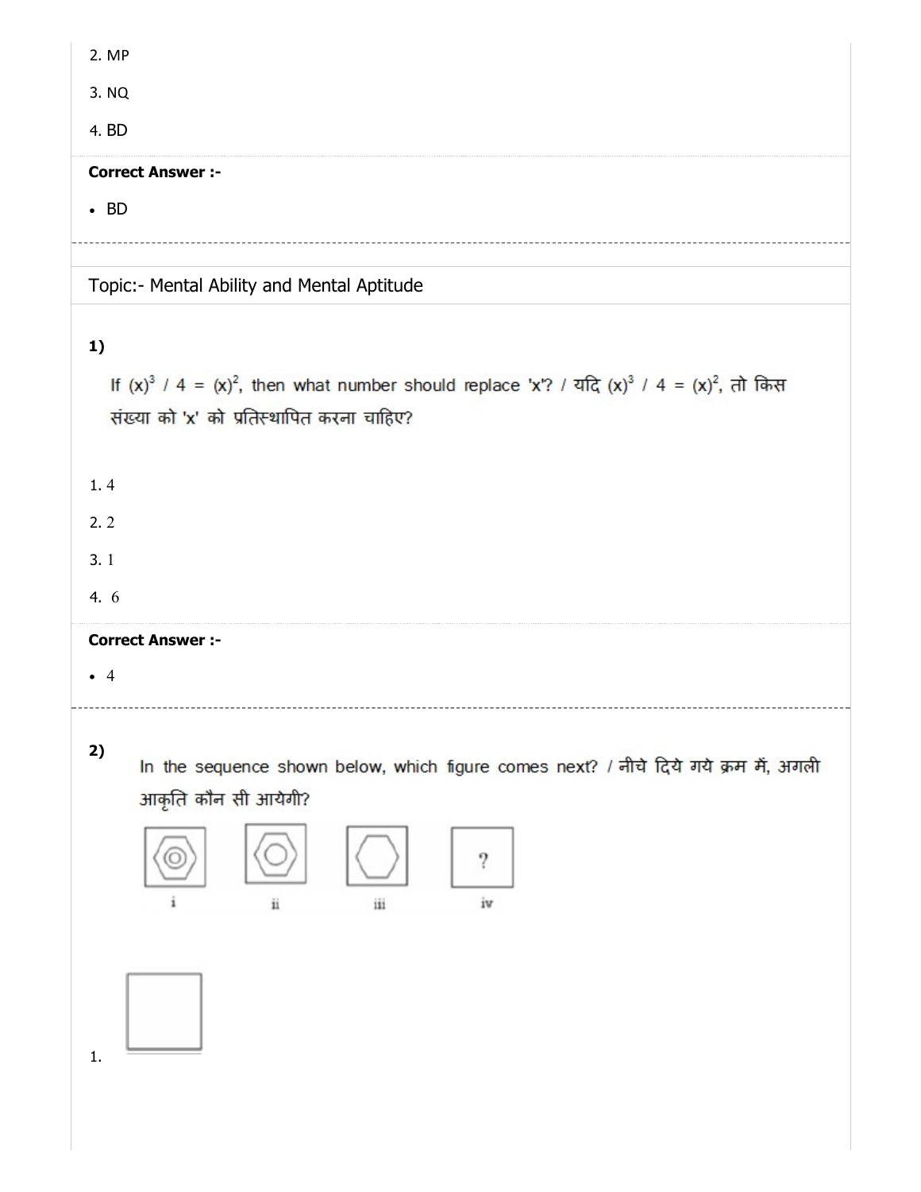2. MP

3. NQ

4. BD

**Correct Answer :-**

- BD

---

Topic:- Mental Ability and Mental Aptitude

**1)**

If $(x)^3$ / 4 = $(x)^2$, then what number should replace 'x'? / यदि $(x)^3$ / 4 = $(x)^2$, तो किस संख्या को 'x' को प्रतिस्थापित करना चाहिए?

1. 4

2. 2

3. 1

4. 6

**Correct Answer :-**

- 4

---

**2)**

In the sequence shown below, which figure comes next? / नीचे दिये गये क्रम में, अगली आकृति कौन सी आयेगी?

i &nbsp;&nbsp; ii &nbsp;&nbsp; iii &nbsp;&nbsp; iv ?

1.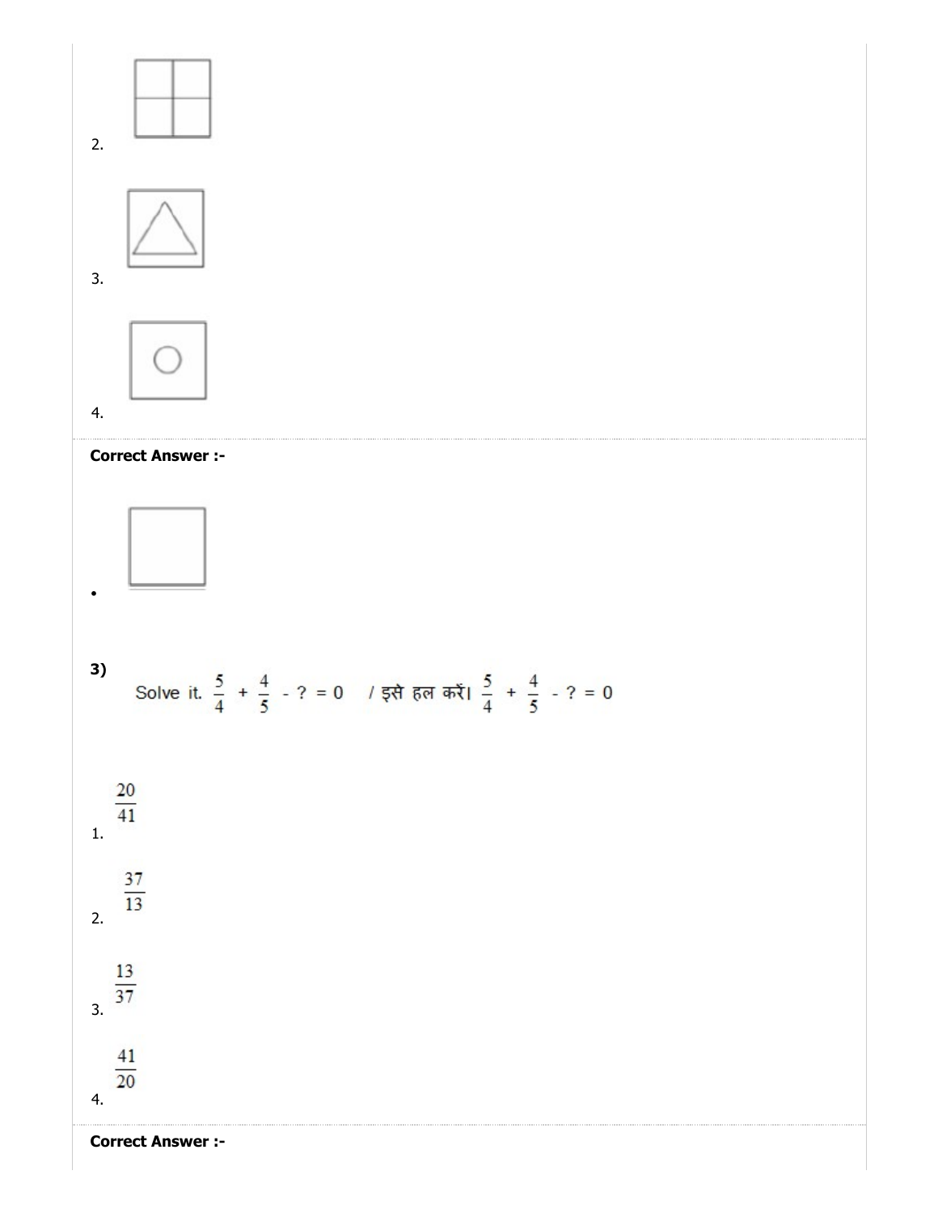2.

3.

4.

**Correct Answer :-**

•

**3)**

Solve it. $\frac{5}{4} + \frac{4}{5} - ? = 0$ / इसे हल करें। $\frac{5}{4} + \frac{4}{5} - ? = 0$

1. $\frac{20}{41}$

2. $\frac{37}{13}$

3. $\frac{13}{37}$

4. $\frac{41}{20}$

**Correct Answer :-**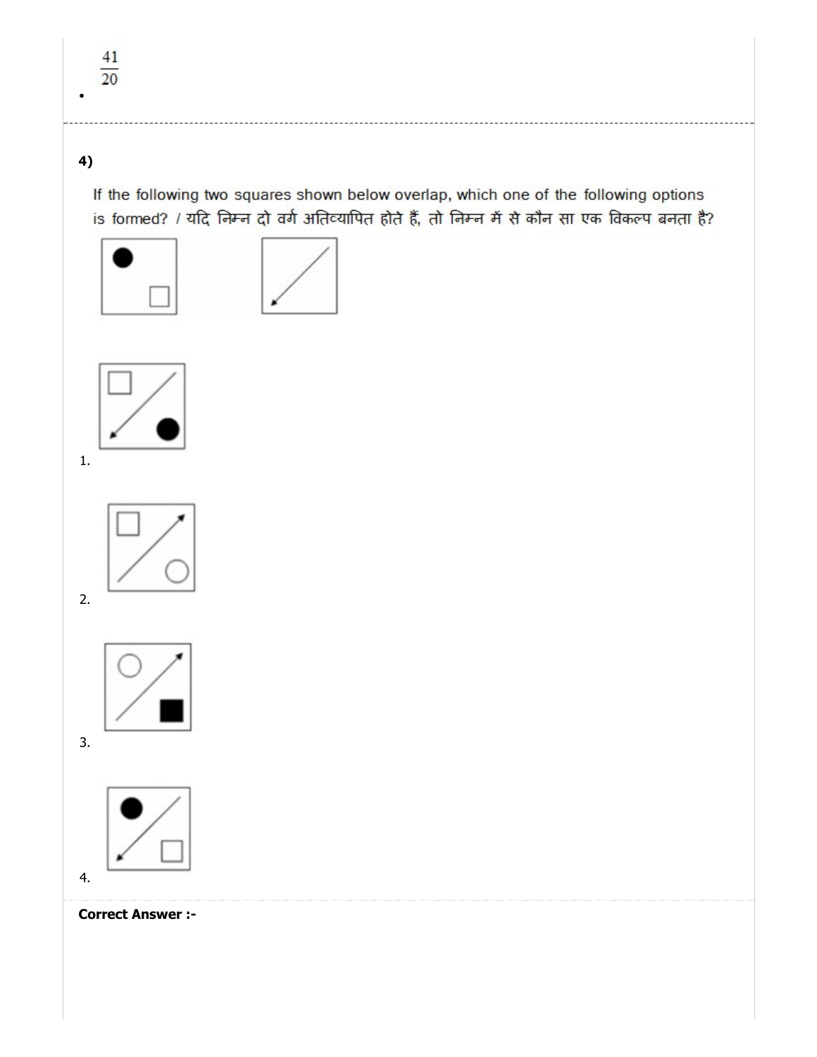$\frac{41}{20}$

---

**4)**

If the following two squares shown below overlap, which one of the following options is formed? / यदि निम्न दो वर्ग अतिव्यापित होते हैं, तो निम्न में से कौन सा एक विकल्प बनता है?

1.

2.

3.

4.

**Correct Answer :-**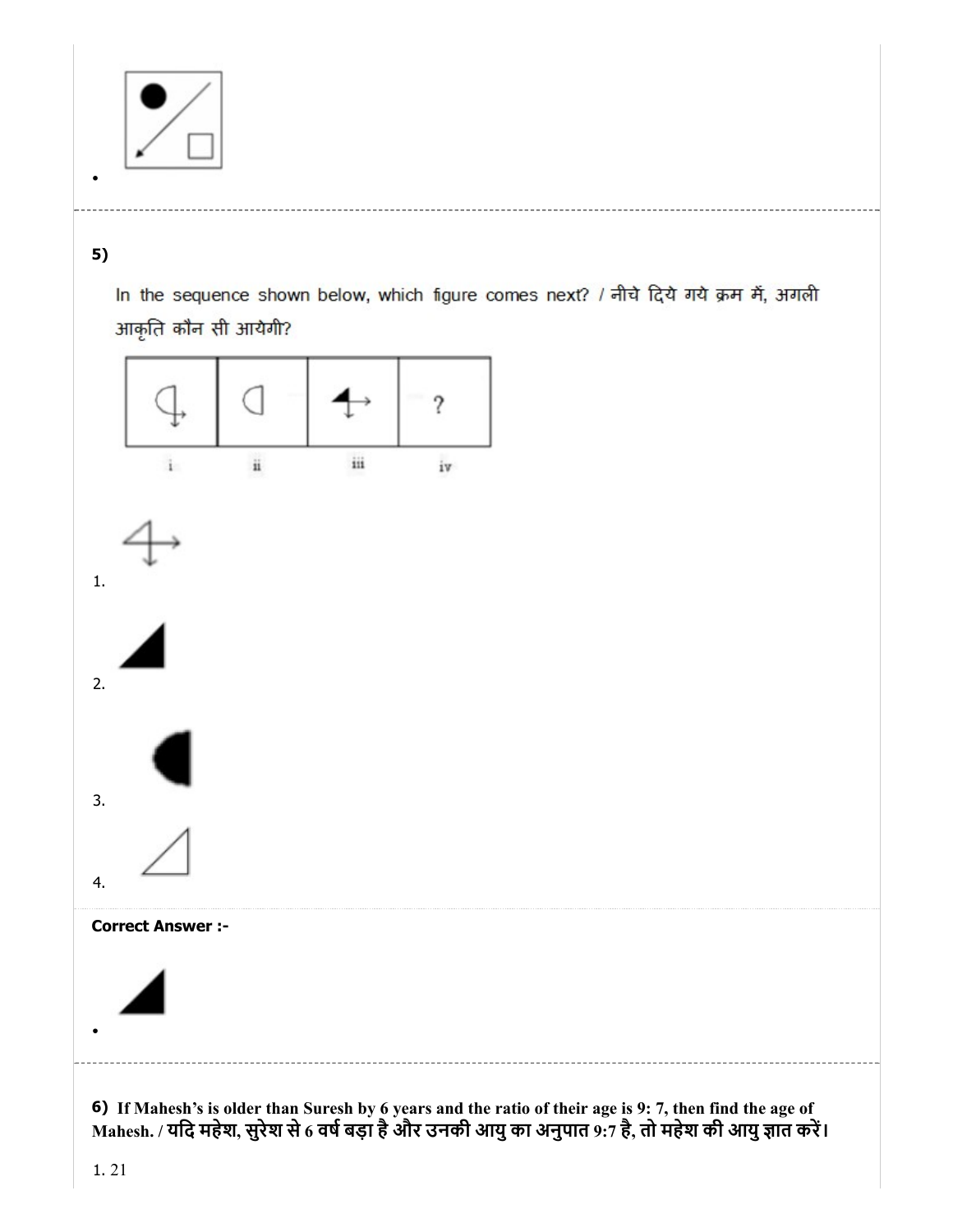•

5)

In the sequence shown below, which figure comes next? / नीचे दिये गये क्रम में, अगली आकृति कौन सी आयेगी?

| i | ii | iii | iv |
| --- | --- | --- | --- |
| | | | ? |

1.

2.

3.

4.

**Correct Answer :-**

•

**6) If Mahesh's is older than Suresh by 6 years and the ratio of their age is 9: 7, then find the age of Mahesh. / यदि महेश, सुरेश से 6 वर्ष बड़ा है और उनकी आयु का अनुपात 9:7 है, तो महेश की आयु ज्ञात करें।**

1. 21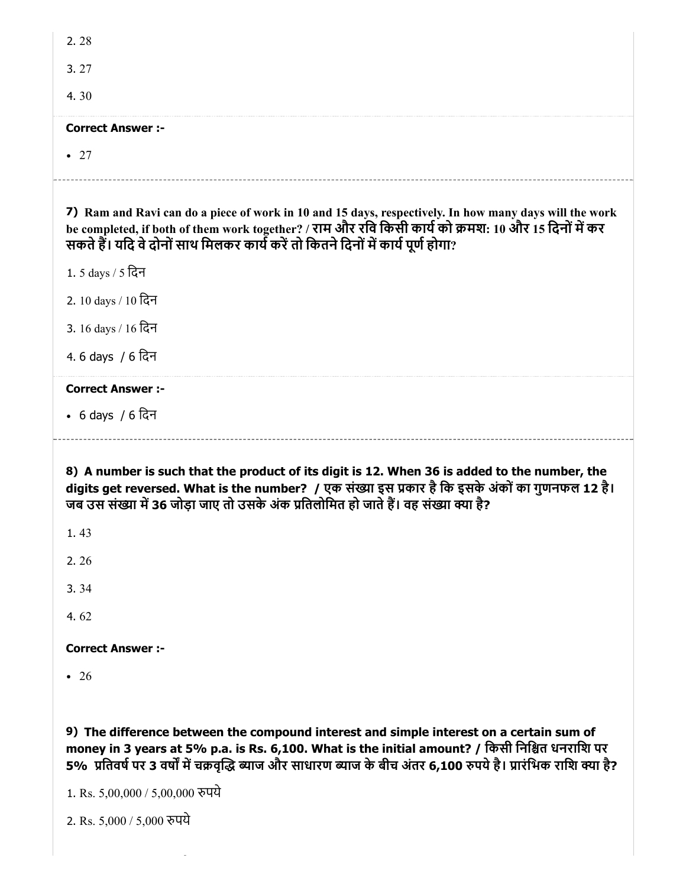2. 28

3. 27

4. 30

**Correct Answer :-**

- 27

---

**7) Ram and Ravi can do a piece of work in 10 and 15 days, respectively. In how many days will the work be completed, if both of them work together? / राम और रवि किसी कार्य को क्रमश: 10 और 15 दिनों में कर सकते हैं। यदि वे दोनों साथ मिलकर कार्य करें तो कितने दिनों में कार्य पूर्ण होगा?**

1. 5 days / 5 दिन

2. 10 days / 10 दिन

3. 16 days / 16 दिन

4. 6 days / 6 दिन

**Correct Answer :-**

- 6 days / 6 दिन

---

**8) A number is such that the product of its digit is 12. When 36 is added to the number, the digits get reversed. What is the number? / एक संख्या इस प्रकार है कि इसके अंकों का गुणनफल 12 है। जब उस संख्या में 36 जोड़ा जाए तो उसके अंक प्रतिलोमित हो जाते हैं। वह संख्या क्या है?**

1. 43

2. 26

3. 34

4. 62

**Correct Answer :-**

- 26

**9) The difference between the compound interest and simple interest on a certain sum of money in 3 years at 5% p.a. is Rs. 6,100. What is the initial amount? / किसी निश्चित धनराशि पर 5% प्रतिवर्ष पर 3 वर्षों में चक्रवृद्धि ब्याज और साधारण ब्याज के बीच अंतर 6,100 रुपये है। प्रारंभिक राशि क्या है?**

1. Rs. 5,00,000 / 5,00,000 रुपये

2. Rs. 5,000 / 5,000 रुपये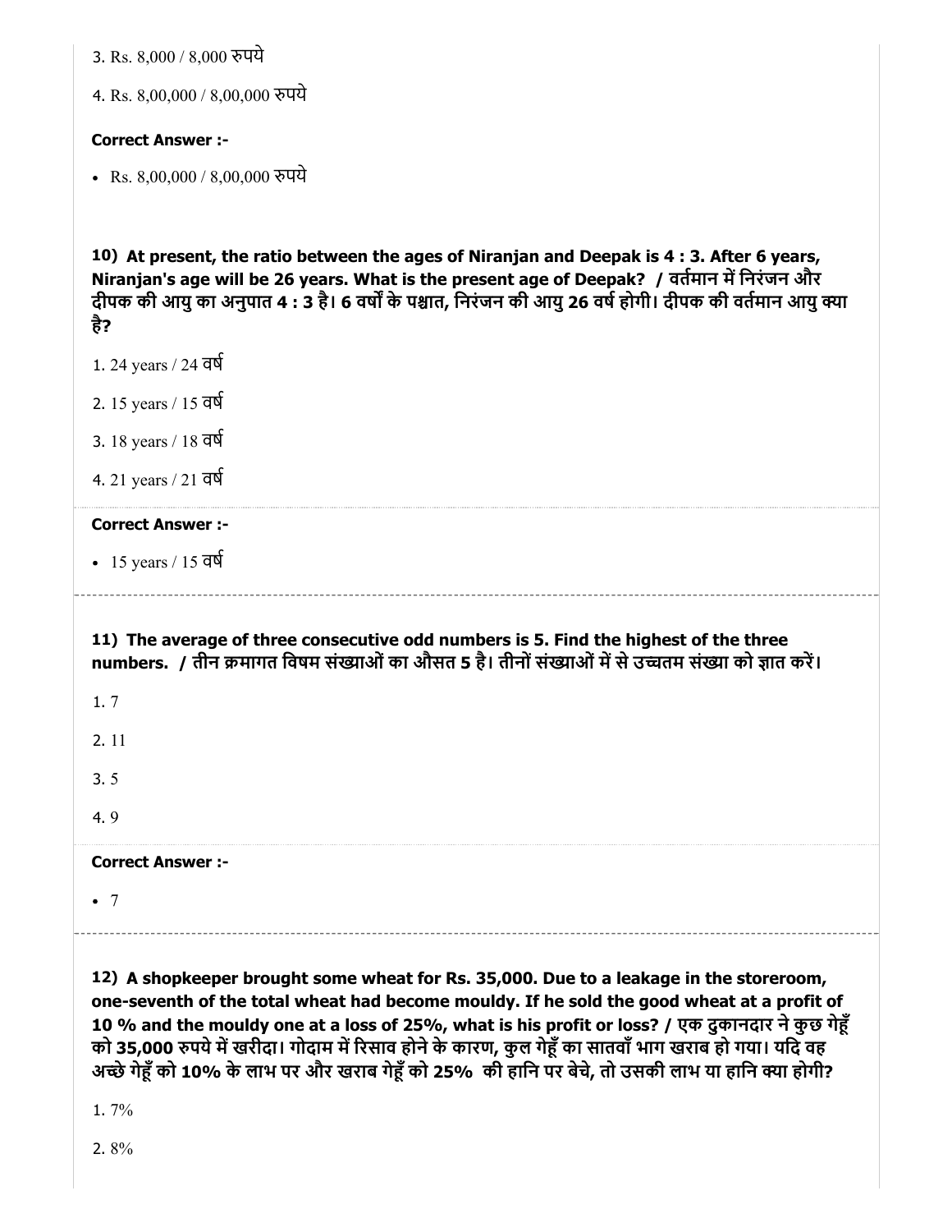3. Rs. 8,000 / 8,000 रुपये

4. Rs. 8,00,000 / 8,00,000 रुपये

**Correct Answer :-**

- Rs. 8,00,000 / 8,00,000 रुपये

**10) At present, the ratio between the ages of Niranjan and Deepak is 4 : 3. After 6 years, Niranjan's age will be 26 years. What is the present age of Deepak? / वर्तमान में निरंजन और दीपक की आयु का अनुपात 4 : 3 है। 6 वर्षों के पश्चात, निरंजन की आयु 26 वर्ष होगी। दीपक की वर्तमान आयु क्या है?**

1. 24 years / 24 वर्ष

2. 15 years / 15 वर्ष

3. 18 years / 18 वर्ष

4. 21 years / 21 वर्ष

**Correct Answer :-**

- 15 years / 15 वर्ष

**11) The average of three consecutive odd numbers is 5. Find the highest of the three numbers. / तीन क्रमागत विषम संख्याओं का औसत 5 है। तीनों संख्याओं में से उच्चतम संख्या को ज्ञात करें।**

1. 7

2. 11

3. 5

4. 9

**Correct Answer :-**

- 7

**12) A shopkeeper brought some wheat for Rs. 35,000. Due to a leakage in the storeroom, one-seventh of the total wheat had become mouldy. If he sold the good wheat at a profit of 10 % and the mouldy one at a loss of 25%, what is his profit or loss? / एक दुकानदार ने कुछ गेहूँ को 35,000 रुपये में खरीदा। गोदाम में रिसाव होने के कारण, कुल गेहूँ का सातवाँ भाग खराब हो गया। यदि वह अच्छे गेहूँ को 10% के लाभ पर और खराब गेहूँ को 25% की हानि पर बेचे, तो उसकी लाभ या हानि क्या होगी?**

1. 7%

2. 8%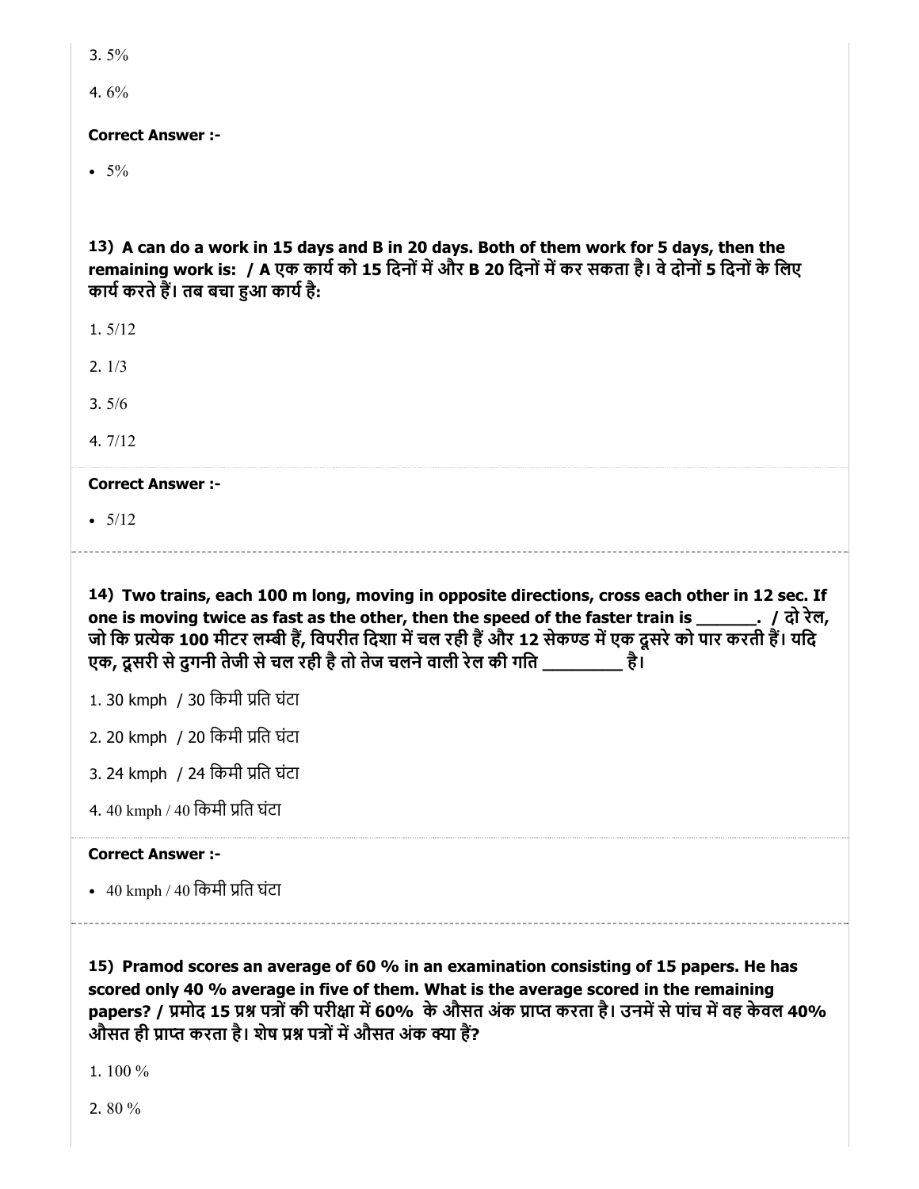3. 5%

4. 6%

**Correct Answer :-**

- 5%

**13) A can do a work in 15 days and B in 20 days. Both of them work for 5 days, then the remaining work is: / A एक कार्य को 15 दिनों में और B 20 दिनों में कर सकता है। वे दोनों 5 दिनों के लिए कार्य करते हैं। तब बचा हुआ कार्य है:**

1. 5/12

2. 1/3

3. 5/6

4. 7/12

**Correct Answer :-**

- 5/12

---

**14) Two trains, each 100 m long, moving in opposite directions, cross each other in 12 sec. If one is moving twice as fast as the other, then the speed of the faster train is _______. / दो रेल, जो कि प्रत्येक 100 मीटर लम्बी हैं, विपरीत दिशा में चल रही हैं और 12 सेकण्ड में एक दूसरे को पार करती हैं। यदि एक, दूसरी से दुगनी तेजी से चल रही है तो तेज चलने वाली रेल की गति _________ है।**

1. 30 kmph / 30 किमी प्रति घंटा

2. 20 kmph / 20 किमी प्रति घंटा

3. 24 kmph / 24 किमी प्रति घंटा

4. 40 kmph / 40 किमी प्रति घंटा

**Correct Answer :-**

- 40 kmph / 40 किमी प्रति घंटा

---

**15) Pramod scores an average of 60 % in an examination consisting of 15 papers. He has scored only 40 % average in five of them. What is the average scored in the remaining papers? / प्रमोद 15 प्रश्न पत्रों की परीक्षा में 60% के औसत अंक प्राप्त करता है। उनमें से पांच में वह केवल 40% औसत ही प्राप्त करता है। शेष प्रश्न पत्रों में औसत अंक क्या हैं?**

1. 100 %

2. 80 %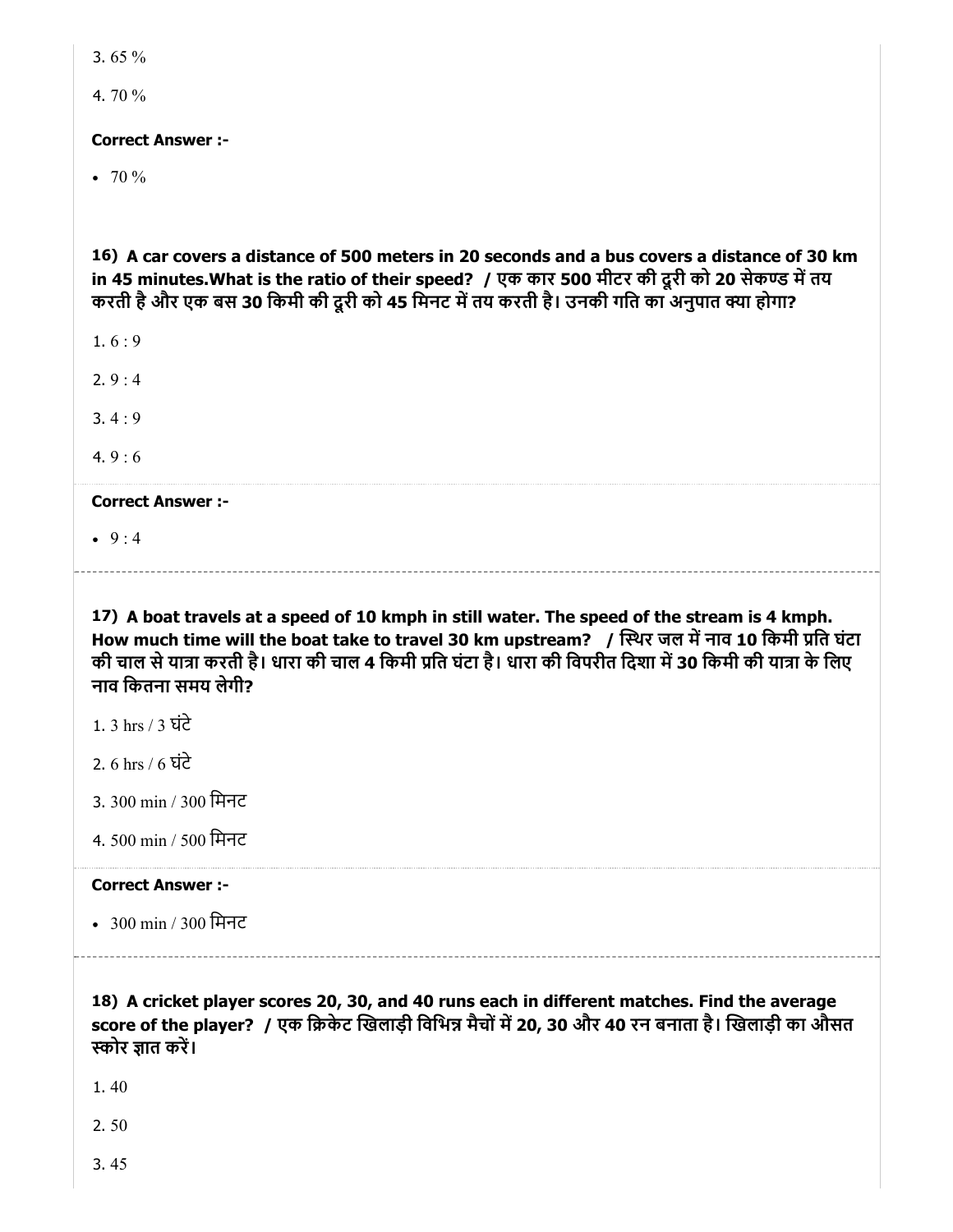3. 65 %

4. 70 %

**Correct Answer :-**

- 70 %

**16) A car covers a distance of 500 meters in 20 seconds and a bus covers a distance of 30 km in 45 minutes.What is the ratio of their speed? / एक कार 500 मीटर की दूरी को 20 सेकण्ड में तय करती है और एक बस 30 किमी की दूरी को 45 मिनट में तय करती है। उनकी गति का अनुपात क्या होगा?**

1. 6 : 9

2. 9 : 4

3. 4 : 9

4. 9 : 6

**Correct Answer :-**

- 9 : 4

**17) A boat travels at a speed of 10 kmph in still water. The speed of the stream is 4 kmph. How much time will the boat take to travel 30 km upstream? / स्थिर जल में नाव 10 किमी प्रति घंटा की चाल से यात्रा करती है। धारा की चाल 4 किमी प्रति घंटा है। धारा की विपरीत दिशा में 30 किमी की यात्रा के लिए नाव कितना समय लेगी?**

1. 3 hrs / 3 घंटे

2. 6 hrs / 6 घंटे

3. 300 min / 300 मिनट

4. 500 min / 500 मिनट

**Correct Answer :-**

- 300 min / 300 मिनट

**18) A cricket player scores 20, 30, and 40 runs each in different matches. Find the average score of the player? / एक क्रिकेट खिलाड़ी विभिन्न मैचों में 20, 30 और 40 रन बनाता है। खिलाड़ी का औसत स्कोर ज्ञात करें।**

1. 40

2. 50

3. 45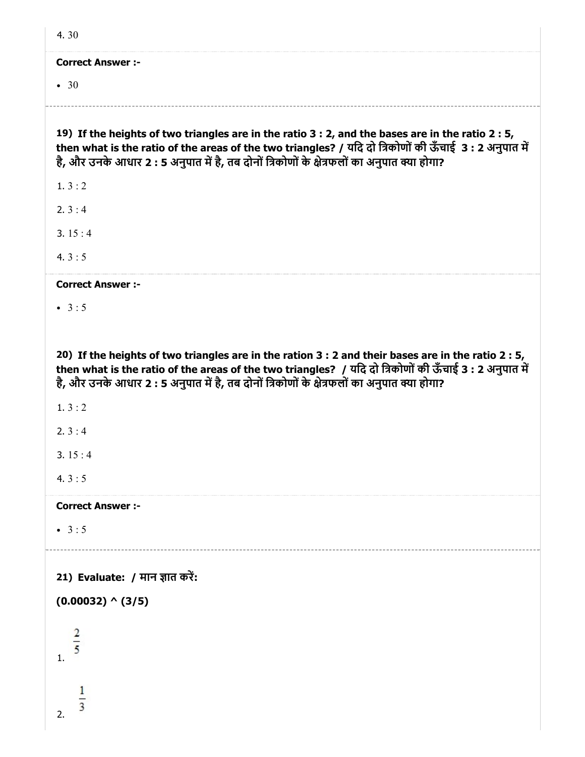4. 30

**Correct Answer :-**

- 30

---

**19) If the heights of two triangles are in the ratio 3 : 2, and the bases are in the ratio 2 : 5, then what is the ratio of the areas of the two triangles? / यदि दो त्रिकोणों की ऊँचाई 3 : 2 अनुपात में है, और उनके आधार 2 : 5 अनुपात में है, तब दोनों त्रिकोणों के क्षेत्रफलों का अनुपात क्या होगा?**

1. 3 : 2

2. 3 : 4

3. 15 : 4

4. 3 : 5

**Correct Answer :-**

- 3 : 5

**20) If the heights of two triangles are in the ration 3 : 2 and their bases are in the ratio 2 : 5, then what is the ratio of the areas of the two triangles? / यदि दो त्रिकोणों की ऊँचाई 3 : 2 अनुपात में है, और उनके आधार 2 : 5 अनुपात में है, तब दोनों त्रिकोणों के क्षेत्रफलों का अनुपात क्या होगा?**

1. 3 : 2

2. 3 : 4

3. 15 : 4

4. 3 : 5

**Correct Answer :-**

- 3 : 5

---

**21) Evaluate: / मान ज्ञात करें:**

**(0.00032) ^ (3/5)**

1. $\frac{2}{5}$

2. $\frac{1}{3}$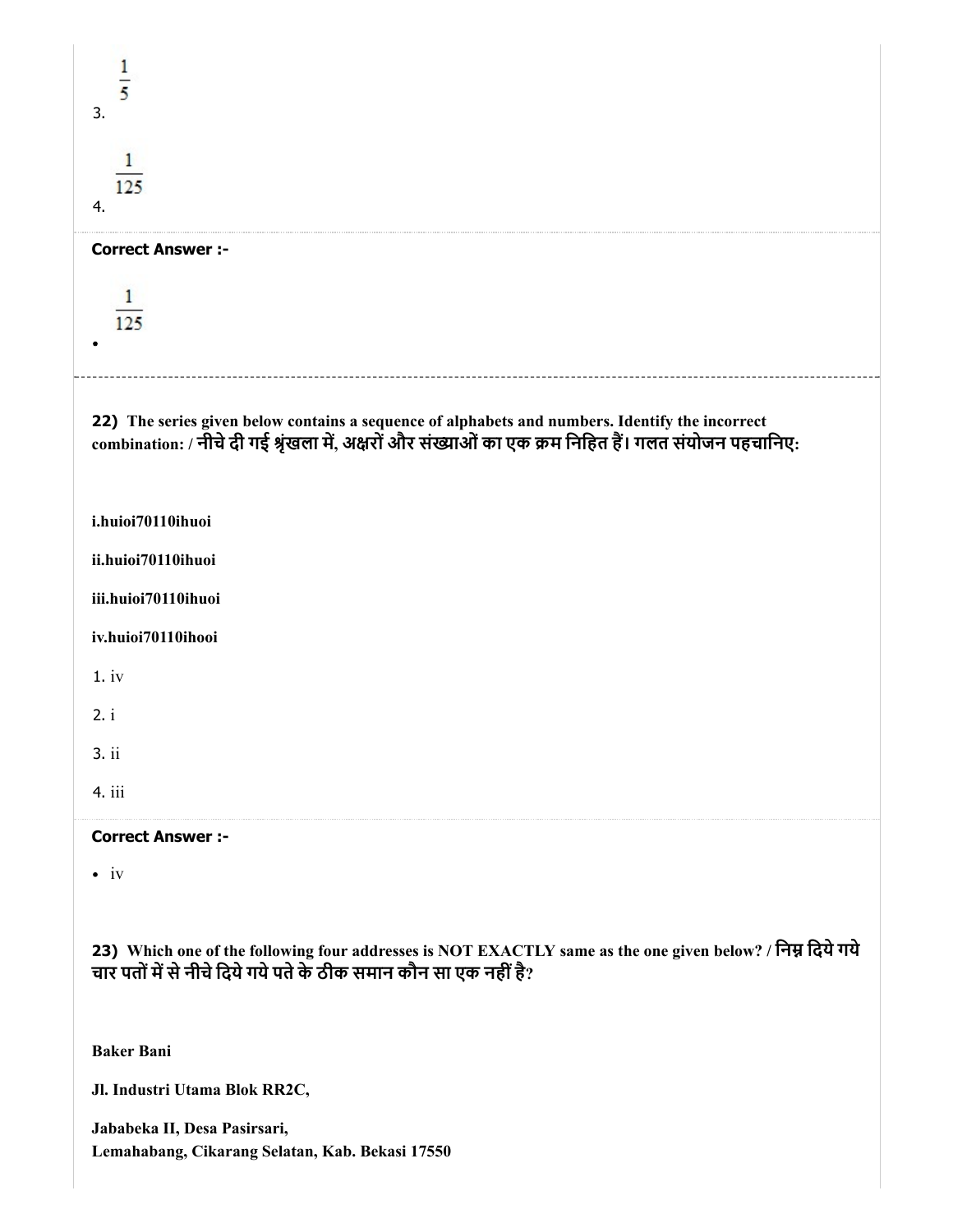$\frac{1}{5}$

3.

$\frac{1}{125}$

4.

**Correct Answer :-**

- $\frac{1}{125}$

---

**22) The series given below contains a sequence of alphabets and numbers. Identify the incorrect combination: / नीचे दी गई श्रृंखला में, अक्षरों और संख्याओं का एक क्रम निहित हैं। गलत संयोजन पहचानिए:**

**i.huioi70110ihuoi**

**ii.huioi70110ihuoi**

**iii.huioi70110ihuoi**

**iv.huioi70110ihooi**

1. iv

2. i

3. ii

4. iii

**Correct Answer :-**

- iv

**23) Which one of the following four addresses is NOT EXACTLY same as the one given below? / निम्न दिये गये चार पतों में से नीचे दिये गये पते के ठीक समान कौन सा एक नहीं है?**

**Baker Bani**

**Jl. Industri Utama Blok RR2C,**

**Jababeka II, Desa Pasirsari,**
**Lemahabang, Cikarang Selatan, Kab. Bekasi 17550**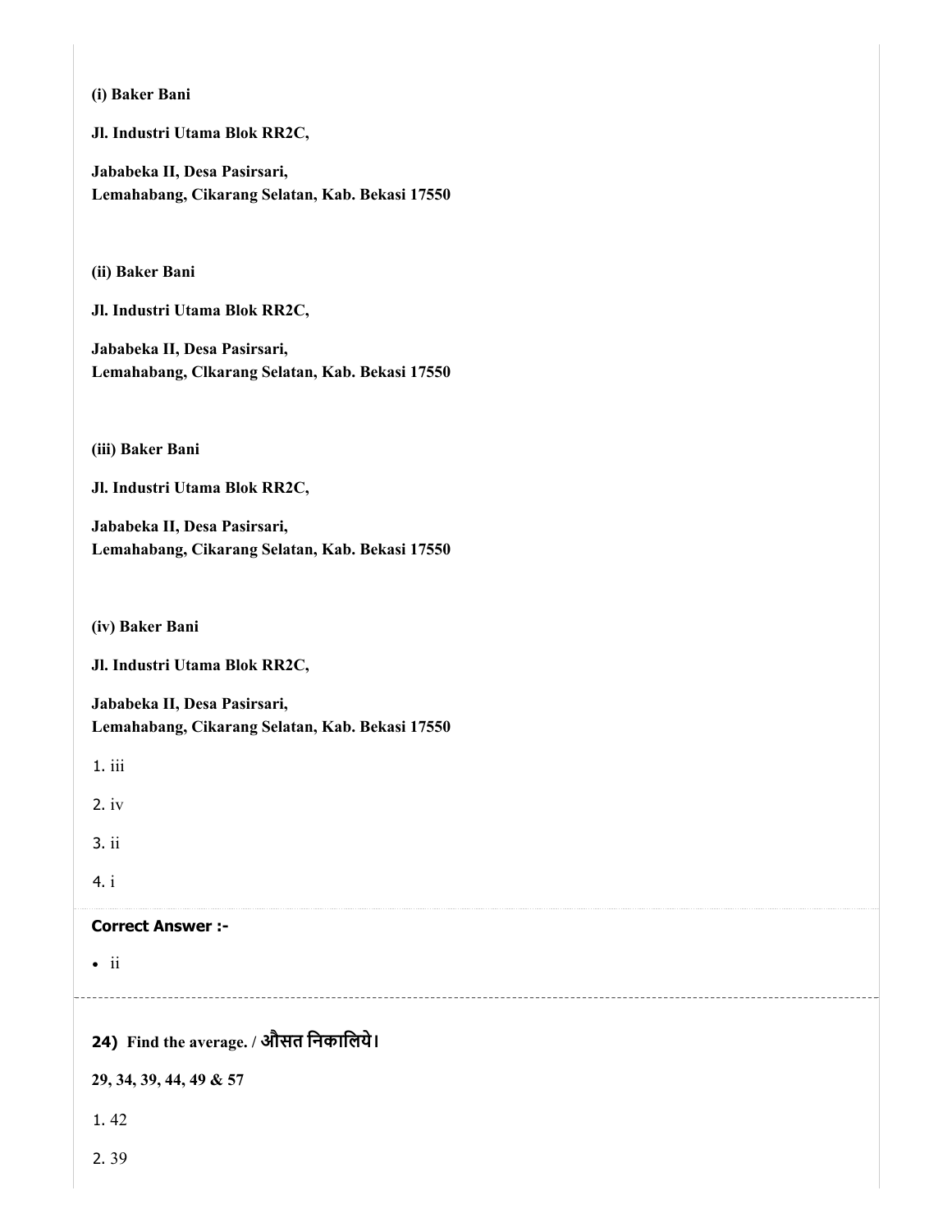**(i) Baker Bani**

**Jl. Industri Utama Blok RR2C,**

**Jababeka II, Desa Pasirsari,**
**Lemahabang, Cikarang Selatan, Kab. Bekasi 17550**

**(ii) Baker Bani**

**Jl. Industri Utama Blok RR2C,**

**Jababeka II, Desa Pasirsari,**
**Lemahabang, Clkarang Selatan, Kab. Bekasi 17550**

**(iii) Baker Bani**

**Jl. Industri Utama Blok RR2C,**

**Jababeka II, Desa Pasirsari,**
**Lemahabang, Cikarang Selatan, Kab. Bekasi 17550**

**(iv) Baker Bani**

**Jl. Industri Utama Blok RR2C,**

**Jababeka II, Desa Pasirsari,**
**Lemahabang, Cikarang Selatan, Kab. Bekasi 17550**

1. iii
2. iv
3. ii
4. i

**Correct Answer :-**

- ii

### 24) Find the average. / औसत निकालिये।

**29, 34, 39, 44, 49 & 57**

1. 42
2. 39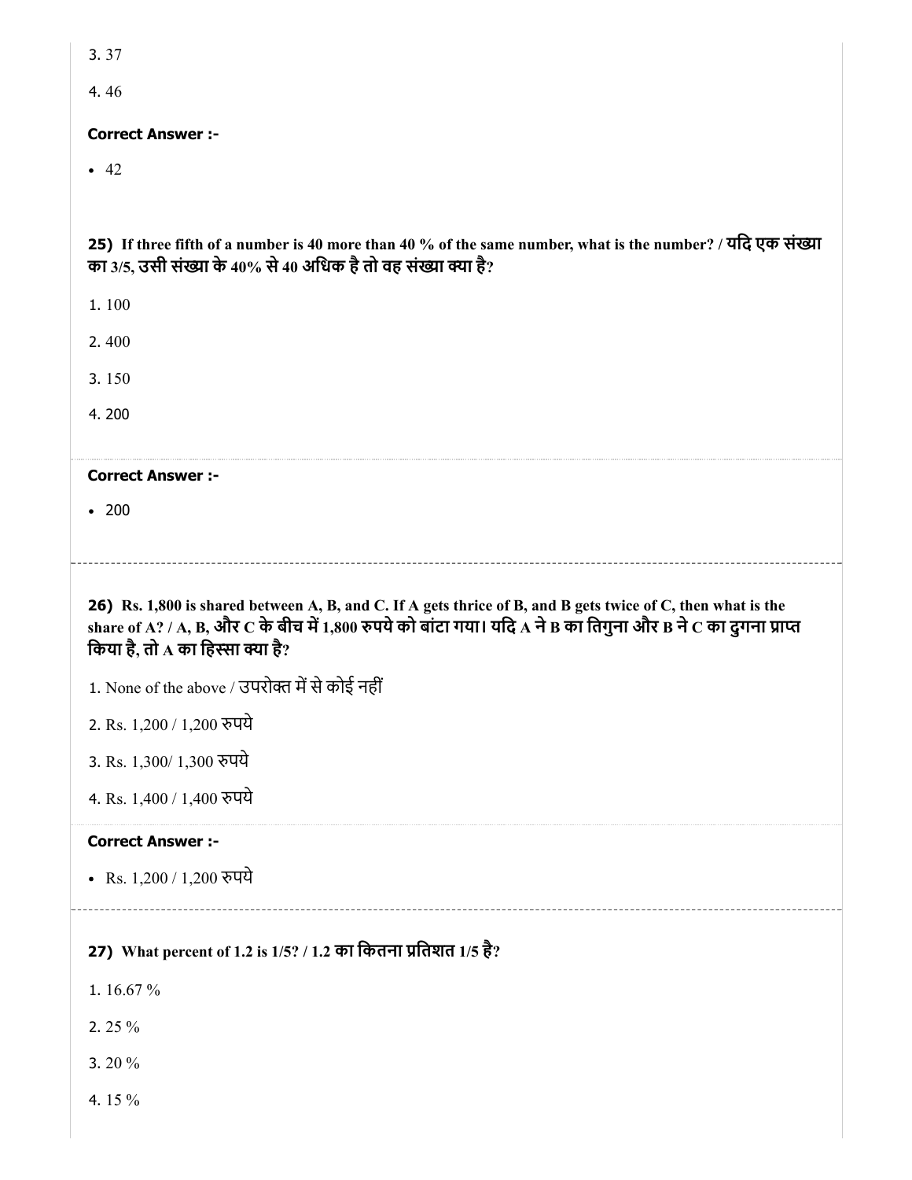3. 37

4. 46

**Correct Answer :-**

- 42

**25)** **If three fifth of a number is 40 more than 40 % of the same number, what is the number? / यदि एक संख्या का 3/5, उसी संख्या के 40% से 40 अधिक है तो वह संख्या क्या है?**

1. 100

2. 400

3. 150

4. 200

**Correct Answer :-**

- 200

**26)** **Rs. 1,800 is shared between A, B, and C. If A gets thrice of B, and B gets twice of C, then what is the share of A? / A, B, और C के बीच में 1,800 रुपये को बांटा गया। यदि A ने B का तिगुना और B ने C का दुगना प्राप्त किया है, तो A का हिस्सा क्या है?**

1. None of the above / उपरोक्त में से कोई नहीं

2. Rs. 1,200 / 1,200 रुपये

3. Rs. 1,300/ 1,300 रुपये

4. Rs. 1,400 / 1,400 रुपये

**Correct Answer :-**

- Rs. 1,200 / 1,200 रुपये

**27)** **What percent of 1.2 is 1/5? / 1.2 का कितना प्रतिशत 1/5 है?**

1. 16.67 %

2. 25 %

3. 20 %

4. 15 %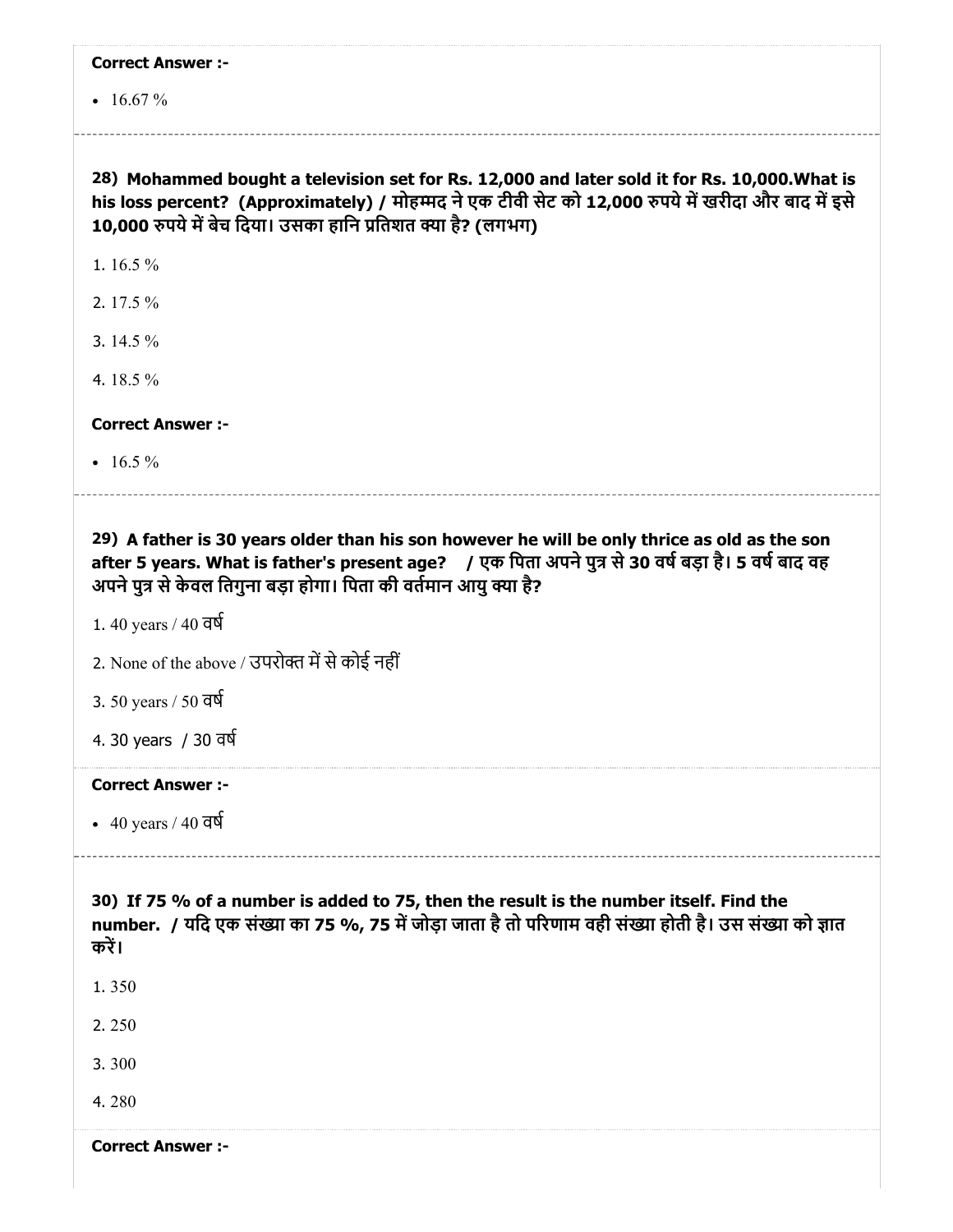**Correct Answer :-**

- 16.67 %

**28) Mohammed bought a television set for Rs. 12,000 and later sold it for Rs. 10,000.What is his loss percent? (Approximately) / मोहम्मद ने एक टीवी सेट को 12,000 रुपये में खरीदा और बाद में इसे 10,000 रुपये में बेच दिया। उसका हानि प्रतिशत क्या है? (लगभग)**

1. 16.5 %
2. 17.5 %
3. 14.5 %
4. 18.5 %

**Correct Answer :-**

- 16.5 %

**29) A father is 30 years older than his son however he will be only thrice as old as the son after 5 years. What is father's present age? / एक पिता अपने पुत्र से 30 वर्ष बड़ा है। 5 वर्ष बाद वह अपने पुत्र से केवल तिगुना बड़ा होगा। पिता की वर्तमान आयु क्या है?**

1. 40 years / 40 वर्ष
2. None of the above / उपरोक्त में से कोई नहीं
3. 50 years / 50 वर्ष
4. 30 years / 30 वर्ष

**Correct Answer :-**

- 40 years / 40 वर्ष

**30) If 75 % of a number is added to 75, then the result is the number itself. Find the number. / यदि एक संख्या का 75 %, 75 में जोड़ा जाता है तो परिणाम वही संख्या होती है। उस संख्या को ज्ञात करें।**

1. 350
2. 250
3. 300
4. 280

**Correct Answer :-**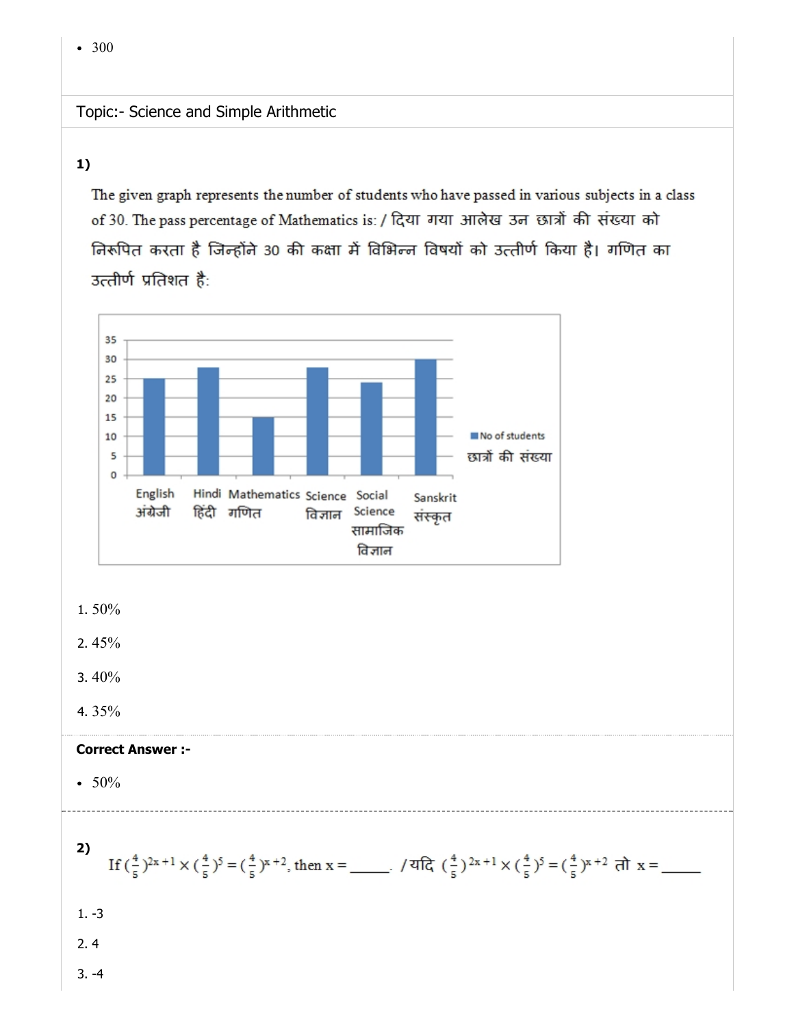- 300

Topic:- Science and Simple Arithmetic

**1)**

The given graph represents the number of students who have passed in various subjects in a class of 30. The pass percentage of Mathematics is: / दिया गया आलेख उन छात्रों की संख्या को निरूपित करता है जिन्होंने 30 की कक्षा में विभिन्न विषयों को उत्तीर्ण किया है। गणित का उत्तीर्ण प्रतिशत है:

1. 50%
2. 45%
3. 40%
4. 35%

**Correct Answer :-**

- 50%

**2)** If $(\frac{4}{5})^{2x+1} \times (\frac{4}{5})^5 = (\frac{4}{5})^{x+2}$, then x = _____. / यदि $(\frac{4}{5})^{2x+1} \times (\frac{4}{5})^5 = (\frac{4}{5})^{x+2}$ तो x = _____

1. -3
2. 4
3. -4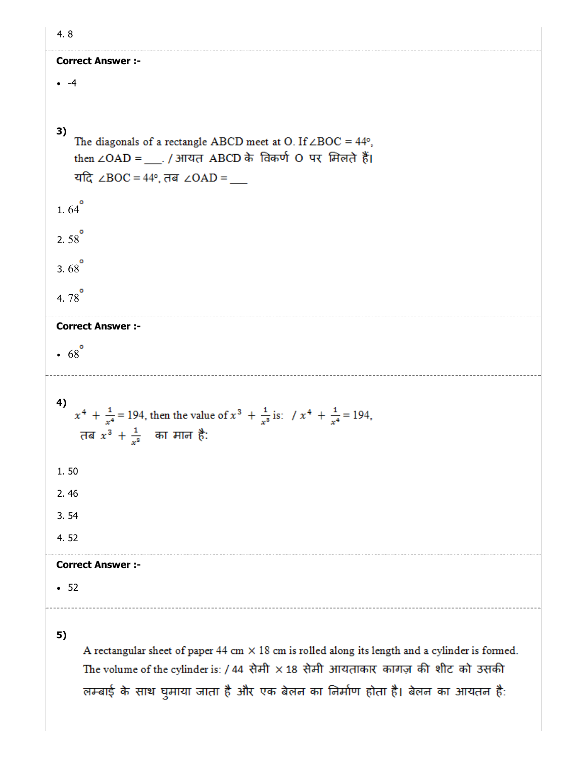4. 8

**Correct Answer :-**

- -4

**3)**

The diagonals of a rectangle ABCD meet at O. If ∠BOC = 44°, then ∠OAD = ___. / आयत ABCD के विकर्ण O पर मिलते हैं। यदि ∠BOC = 44°, तब ∠OAD = ___

1. 64°

2. 58°

3. 68°

4. 78°

**Correct Answer :-**

- 68°

**4)**

$x^4 + \frac{1}{x^4} = 194$, then the value of $x^3 + \frac{1}{x^3}$ is: / $x^4 + \frac{1}{x^4} = 194$, तब $x^3 + \frac{1}{x^3}$ का मान है:

1. 50

2. 46

3. 54

4. 52

**Correct Answer :-**

- 52

**5)**

A rectangular sheet of paper 44 cm × 18 cm is rolled along its length and a cylinder is formed. The volume of the cylinder is: / 44 सेमी × 18 सेमी आयताकार कागज़ की शीट को उसकी लम्बाई के साथ घुमाया जाता है और एक बेलन का निर्माण होता है। बेलन का आयतन है: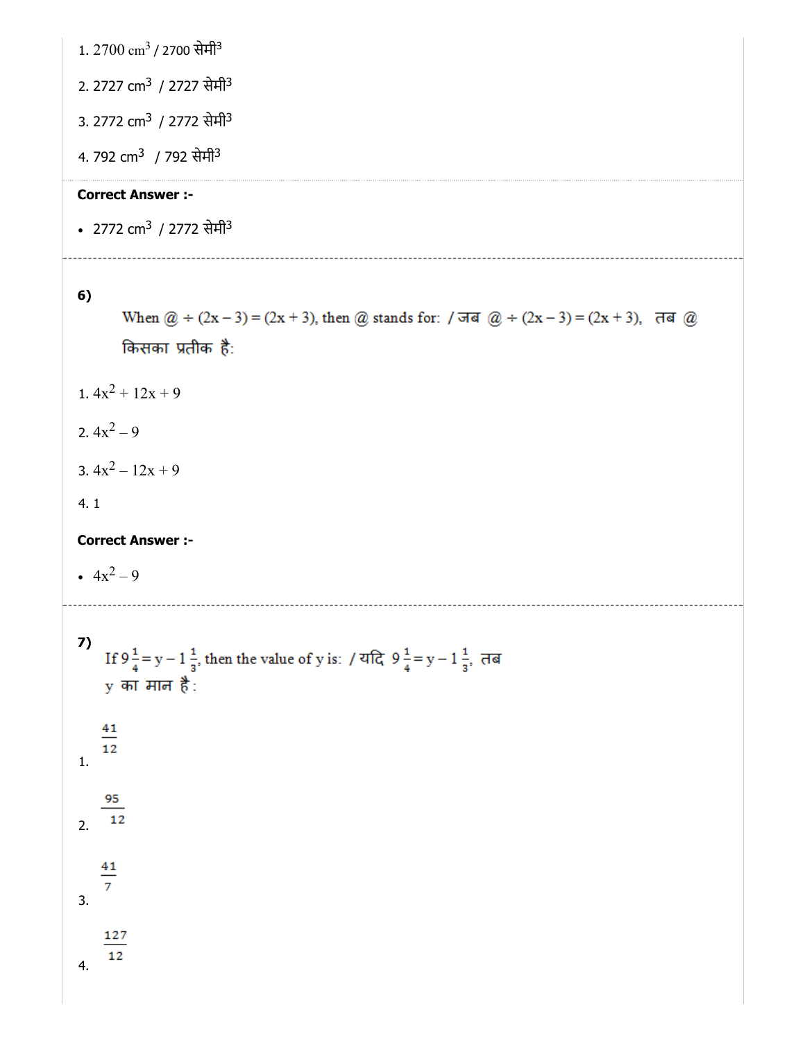1. 2700 $cm^3$ / 2700 सेमी$^3$

2. 2727 $cm^3$ / 2727 सेमी$^3$

3. 2772 $cm^3$ / 2772 सेमी$^3$

4. 792 $cm^3$ / 792 सेमी$^3$

**Correct Answer :-**

- 2772 $cm^3$ / 2772 सेमी$^3$

---

**6)**

When @ ÷ (2x – 3) = (2x + 3), then @ stands for: / जब @ ÷ (2x – 3) = (2x + 3), तब @ किसका प्रतीक है:

1. $4x^2 + 12x + 9$

2. $4x^2 - 9$

3. $4x^2 - 12x + 9$

4. 1

**Correct Answer :-**

- $4x^2 - 9$

---

**7)**

If $9\frac{1}{4} = y - 1\frac{1}{3}$, then the value of y is: / यदि $9\frac{1}{4} = y - 1\frac{1}{3}$, तब y का मान है:

1. $\frac{41}{12}$

2. $\frac{95}{12}$

3. $\frac{41}{7}$

4. $\frac{127}{12}$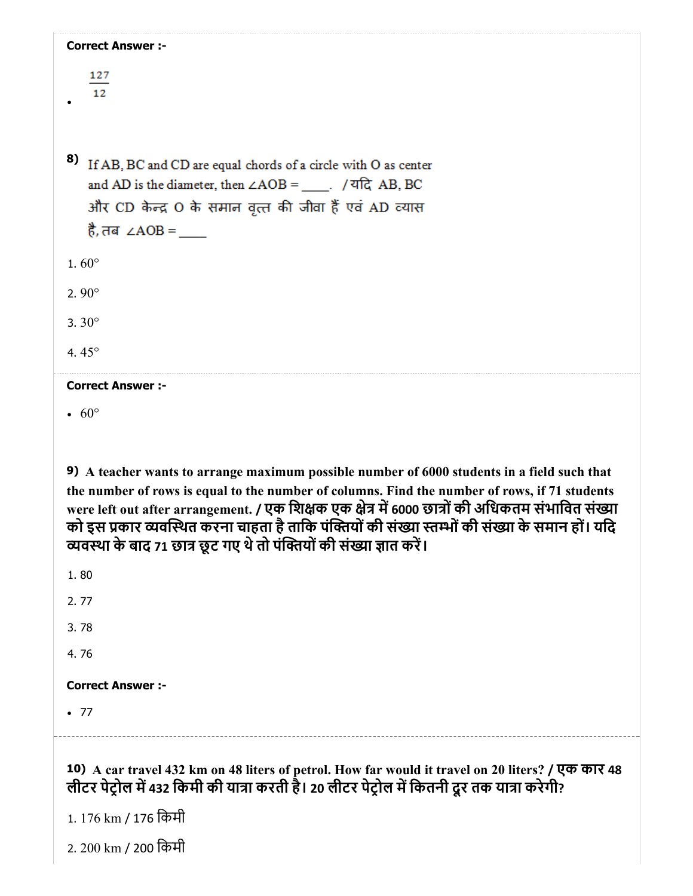**Correct Answer :-**

- $\frac{127}{12}$

**8)** If AB, BC and CD are equal chords of a circle with O as center and AD is the diameter, then ∠AOB = ____. / यदि AB, BC और CD केन्द्र O के समान वृत्त की जीवा हैं एवं AD व्यास है, तब ∠AOB = ____

1. 60°
2. 90°
3. 30°
4. 45°

**Correct Answer :-**

- 60°

**9)** **A teacher wants to arrange maximum possible number of 6000 students in a field such that the number of rows is equal to the number of columns. Find the number of rows, if 71 students were left out after arrangement. / एक शिक्षक एक क्षेत्र में 6000 छात्रों की अधिकतम संभावित संख्या को इस प्रकार व्यवस्थित करना चाहता है ताकि पंक्तियों की संख्या स्तम्भों की संख्या के समान हों। यदि व्यवस्था के बाद 71 छात्र छूट गए थे तो पंक्तियों की संख्या ज्ञात करें।**

1. 80
2. 77
3. 78
4. 76

**Correct Answer :-**

- 77

---

**10)** **A car travel 432 km on 48 liters of petrol. How far would it travel on 20 liters? / एक कार 48 लीटर पेट्रोल में 432 किमी की यात्रा करती है। 20 लीटर पेट्रोल में कितनी दूर तक यात्रा करेगी?**

1. 176 km / 176 किमी
2. 200 km / 200 किमी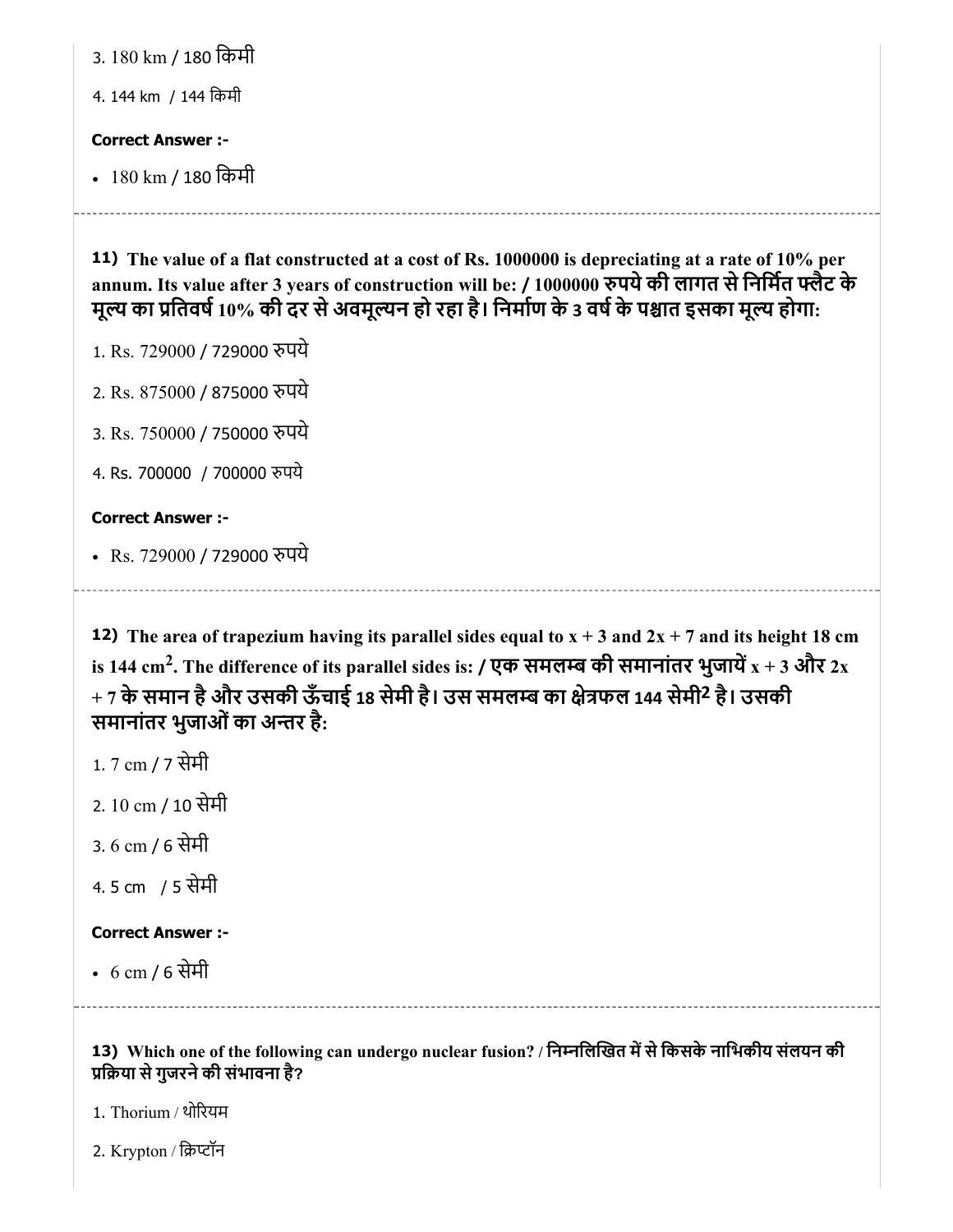3. 180 km / 180 किमी

4. 144 km / 144 किमी

**Correct Answer :-**

- 180 km / 180 किमी

---

**11) The value of a flat constructed at a cost of Rs. 1000000 is depreciating at a rate of 10% per annum. Its value after 3 years of construction will be: / 1000000 रुपये की लागत से निर्मित फ्लैट के मूल्य का प्रतिवर्ष 10% की दर से अवमूल्यन हो रहा है। निर्माण के 3 वर्ष के पश्चात इसका मूल्य होगा:**

1. Rs. 729000 / 729000 रुपये

2. Rs. 875000 / 875000 रुपये

3. Rs. 750000 / 750000 रुपये

4. Rs. 700000 / 700000 रुपये

**Correct Answer :-**

- Rs. 729000 / 729000 रुपये

---

**12) The area of trapezium having its parallel sides equal to $x + 3$ and $2x + 7$ and its height 18 cm is 144 $cm^2$. The difference of its parallel sides is: / एक समलम्ब की समानांतर भुजायें $x + 3$ और $2x + 7$ के समान है और उसकी ऊँचाई 18 सेमी है। उस समलम्ब का क्षेत्रफल 144 सेमी$^2$ है। उसकी समानांतर भुजाओं का अन्तर है:**

1. 7 cm / 7 सेमी

2. 10 cm / 10 सेमी

3. 6 cm / 6 सेमी

4. 5 cm / 5 सेमी

**Correct Answer :-**

- 6 cm / 6 सेमी

---

**13) Which one of the following can undergo nuclear fusion? / निम्नलिखित में से किसके नाभिकीय संलयन की प्रक्रिया से गुजरने की संभावना है?**

1. Thorium / थोरियम

2. Krypton / क्रिप्टॉन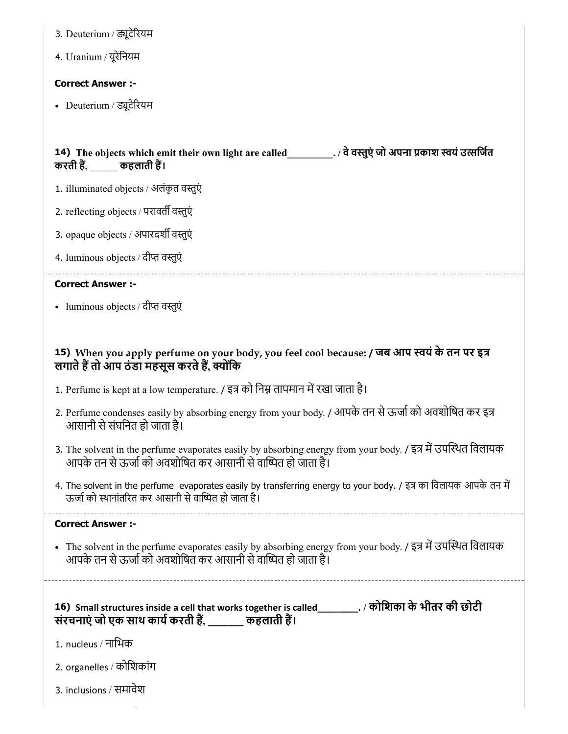3. Deuterium / ड्यूटेरियम

4. Uranium / यूरेनियम

**Correct Answer :-**

- Deuterium / ड्यूटेरियम

**14) The objects which emit their own light are called_________. / वे वस्तुएं जो अपना प्रकाश स्वयं उत्सर्जित करती हैं, ______ कहलाती हैं।**

1. illuminated objects / अलंकृत वस्तुएं

2. reflecting objects / परावर्ती वस्तुएं

3. opaque objects / अपारदर्शी वस्तुएं

4. luminous objects / दीप्त वस्तुएं

**Correct Answer :-**

- luminous objects / दीप्त वस्तुएं

**15) When you apply perfume on your body, you feel cool because: / जब आप स्वयं के तन पर इत्र लगाते हैं तो आप ठंडा महसूस करते हैं, क्योंकि**

1. Perfume is kept at a low temperature. / इत्र को निम्न तापमान में रखा जाता है।

2. Perfume condenses easily by absorbing energy from your body. / आपके तन से ऊर्जा को अवशोषित कर इत्र आसानी से संघनित हो जाता है।

3. The solvent in the perfume evaporates easily by absorbing energy from your body. / इत्र में उपस्थित विलायक आपके तन से ऊर्जा को अवशोषित कर आसानी से वाष्पित हो जाता है।

4. The solvent in the perfume evaporates easily by transferring energy to your body. / इत्र का विलायक आपके तन में ऊर्जा को स्थानांतरित कर आसानी से वाष्पित हो जाता है।

**Correct Answer :-**

- The solvent in the perfume evaporates easily by absorbing energy from your body. / इत्र में उपस्थित विलायक आपके तन से ऊर्जा को अवशोषित कर आसानी से वाष्पित हो जाता है।

**16) Small structures inside a cell that works together is called________. / कोशिका के भीतर की छोटी संरचनाएं जो एक साथ कार्य करती हैं, ______ कहलाती हैं।**

1. nucleus / नाभिक

2. organelles / कोशिकांग

3. inclusions / समावेश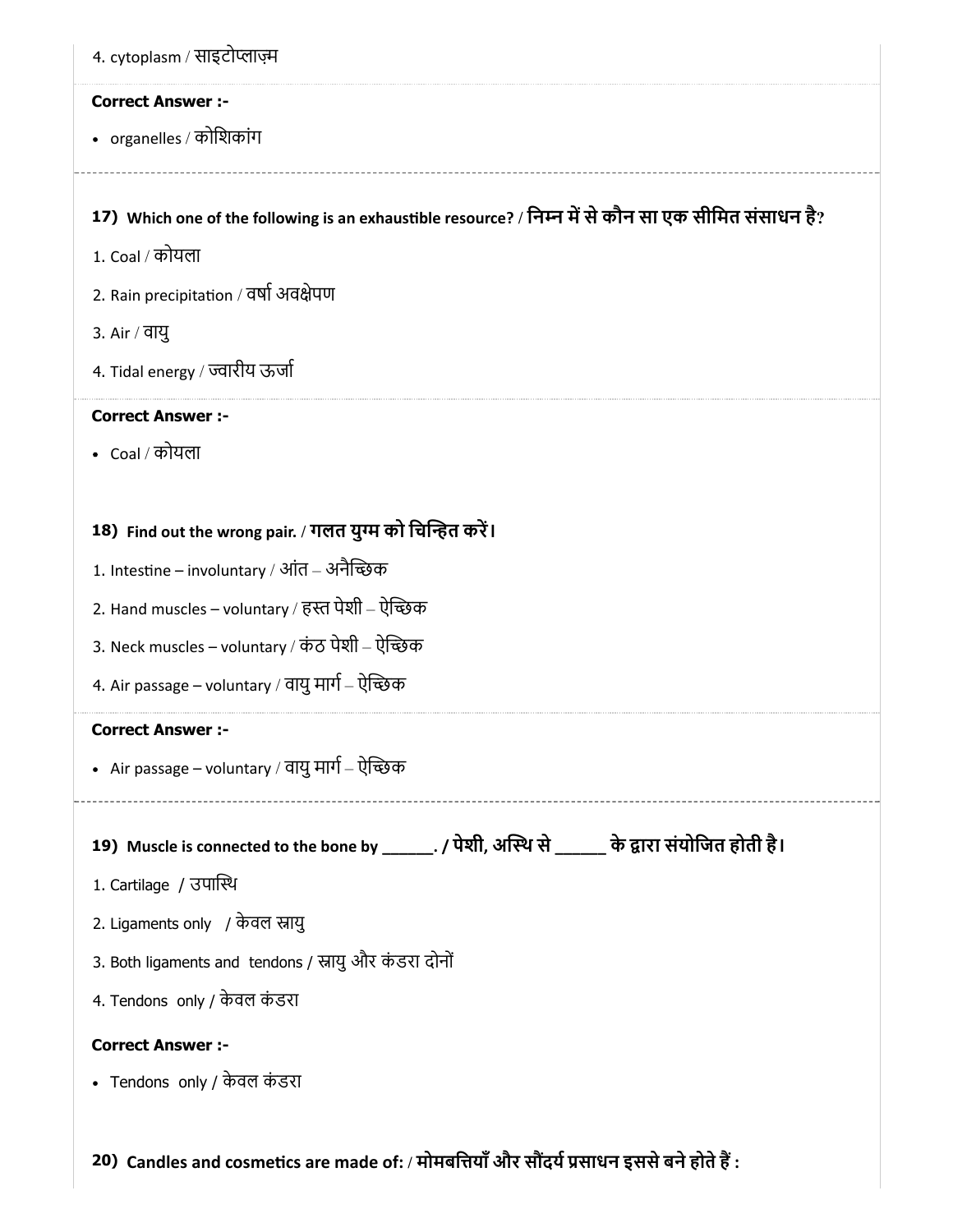4. cytoplasm / साइटोप्लाज़्म

**Correct Answer :-**

- organelles / कोशिकांग

---

**17) Which one of the following is an exhaustible resource? / निम्न में से कौन सा एक सीमित संसाधन है?**

1. Coal / कोयला
2. Rain precipitation / वर्षा अवक्षेपण
3. Air / वायु
4. Tidal energy / ज्वारीय ऊर्जा

**Correct Answer :-**

- Coal / कोयला

**18) Find out the wrong pair. / गलत युग्म को चिन्हित करें।**

1. Intestine – involuntary / आंत – अनैच्छिक
2. Hand muscles – voluntary / हस्त पेशी – ऐच्छिक
3. Neck muscles – voluntary / कंठ पेशी – ऐच्छिक
4. Air passage – voluntary / वायु मार्ग – ऐच्छिक

**Correct Answer :-**

- Air passage – voluntary / वायु मार्ग – ऐच्छिक

---

**19) Muscle is connected to the bone by ______. / पेशी, अस्थि से ______ के द्वारा संयोजित होती है।**

1. Cartilage / उपास्थि
2. Ligaments only / केवल स्नायु
3. Both ligaments and tendons / स्नायु और कंडरा दोनों
4. Tendons only / केवल कंडरा

**Correct Answer :-**

- Tendons only / केवल कंडरा

**20) Candles and cosmetics are made of: / मोमबत्तियाँ और सौंदर्य प्रसाधन इससे बने होते हैं :**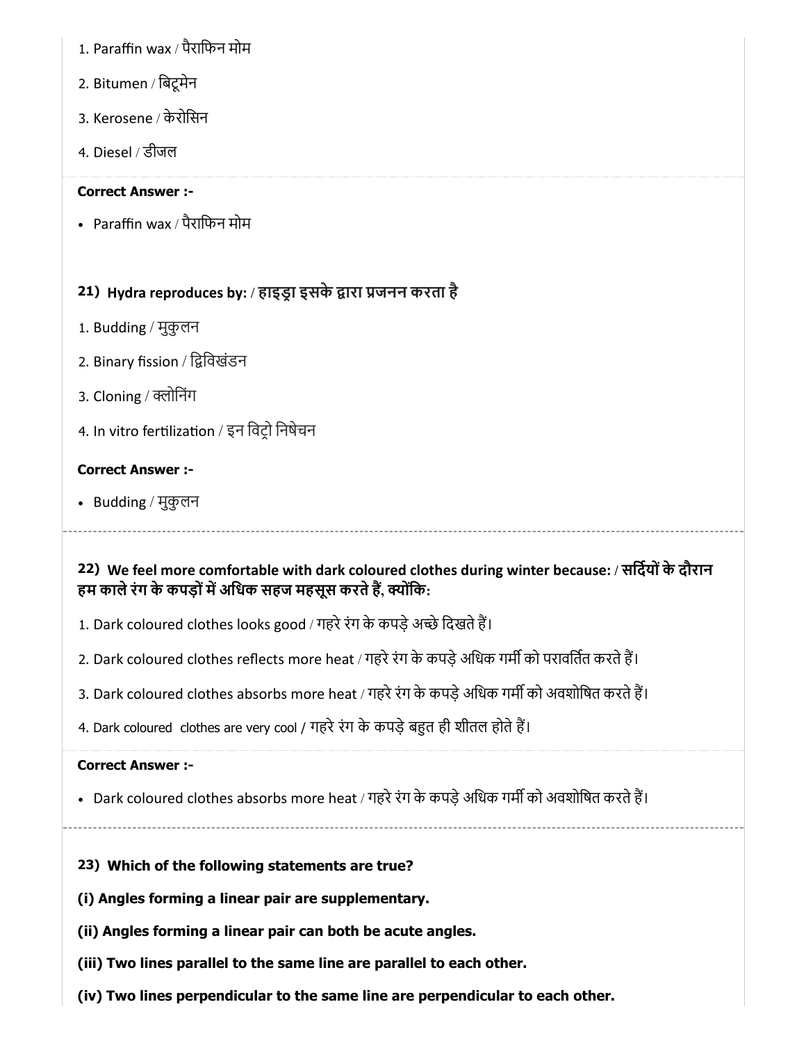1. Paraffin wax / पैराफिन मोम
2. Bitumen / बिटूमेन
3. Kerosene / केरोसिन
4. Diesel / डीजल

**Correct Answer :-**

- Paraffin wax / पैराफिन मोम

### 21) Hydra reproduces by: / हाइड्रा इसके द्वारा प्रजनन करता है

1. Budding / मुकुलन
2. Binary fission / द्विविखंडन
3. Cloning / क्लोनिंग
4. In vitro fertilization / इन विट्रो निषेचन

**Correct Answer :-**

- Budding / मुकुलन

### 22) We feel more comfortable with dark coloured clothes during winter because: / सर्दियों के दौरान हम काले रंग के कपड़ों में अधिक सहज महसूस करते हैं, क्योंकि:

1. Dark coloured clothes looks good / गहरे रंग के कपड़े अच्छे दिखते हैं।
2. Dark coloured clothes reflects more heat / गहरे रंग के कपड़े अधिक गर्मी को परावर्तित करते हैं।
3. Dark coloured clothes absorbs more heat / गहरे रंग के कपड़े अधिक गर्मी को अवशोषित करते हैं।
4. Dark coloured clothes are very cool / गहरे रंग के कपड़े बहुत ही शीतल होते हैं।

**Correct Answer :-**

- Dark coloured clothes absorbs more heat / गहरे रंग के कपड़े अधिक गर्मी को अवशोषित करते हैं।

### 23) Which of the following statements are true?

**(i) Angles forming a linear pair are supplementary.**

**(ii) Angles forming a linear pair can both be acute angles.**

**(iii) Two lines parallel to the same line are parallel to each other.**

**(iv) Two lines perpendicular to the same line are perpendicular to each other.**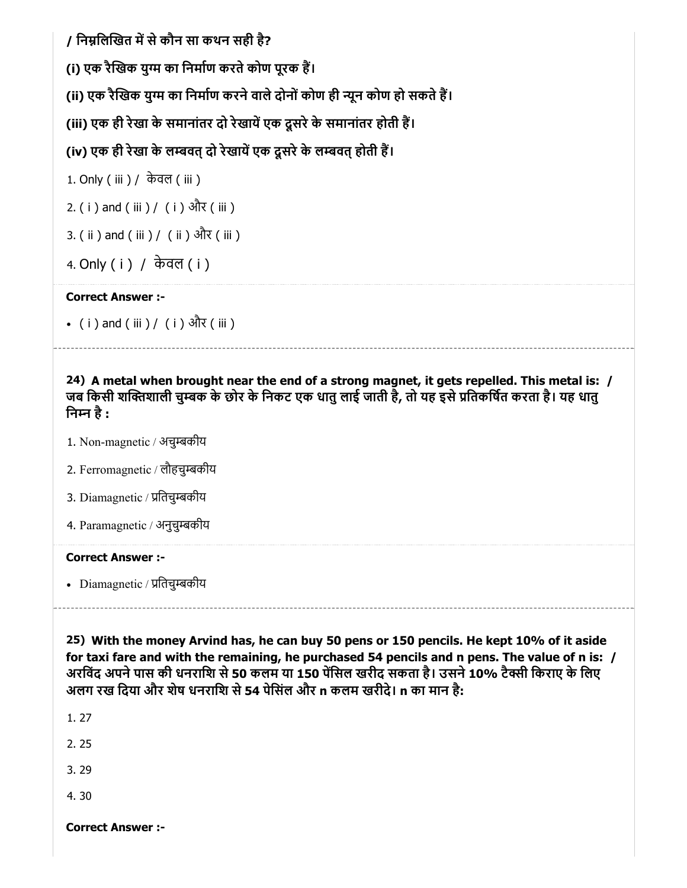**/ निम्नलिखित में से कौन सा कथन सही है?**

**(i) एक रैखिक युग्म का निर्माण करते कोण पूरक हैं।**

**(ii) एक रैखिक युग्म का निर्माण करने वाले दोनों कोण ही न्यून कोण हो सकते हैं।**

**(iii) एक ही रेखा के समानांतर दो रेखायें एक दूसरे के समानांतर होती हैं।**

**(iv) एक ही रेखा के लम्बवत् दो रेखायें एक दूसरे के लम्बवत् होती हैं।**

1. Only ( iii ) / केवल ( iii )
2. ( i ) and ( iii ) / ( i ) और ( iii )
3. ( ii ) and ( iii ) / ( ii ) और ( iii )
4. Only ( i ) / केवल ( i )

**Correct Answer :-**

- ( i ) and ( iii ) / ( i ) और ( iii )

---

**24) A metal when brought near the end of a strong magnet, it gets repelled. This metal is: / जब किसी शक्तिशाली चुम्बक के छोर के निकट एक धातु लाई जाती है, तो यह इसे प्रतिकर्षित करता है। यह धातु निम्न है :**

1. Non-magnetic / अचुम्बकीय
2. Ferromagnetic / लौहचुम्बकीय
3. Diamagnetic / प्रतिचुम्बकीय
4. Paramagnetic / अनुचुम्बकीय

**Correct Answer :-**

- Diamagnetic / प्रतिचुम्बकीय

---

**25) With the money Arvind has, he can buy 50 pens or 150 pencils. He kept 10% of it aside for taxi fare and with the remaining, he purchased 54 pencils and n pens. The value of n is: / अरविंद अपने पास की धनराशि से 50 कलम या 150 पेंसिल खरीद सकता है। उसने 10% टैक्सी किराए के लिए अलग रख दिया और शेष धनराशि से 54 पेसिंल और n कलम खरीदे। n का मान है:**

1. 27
2. 25
3. 29
4. 30

**Correct Answer :-**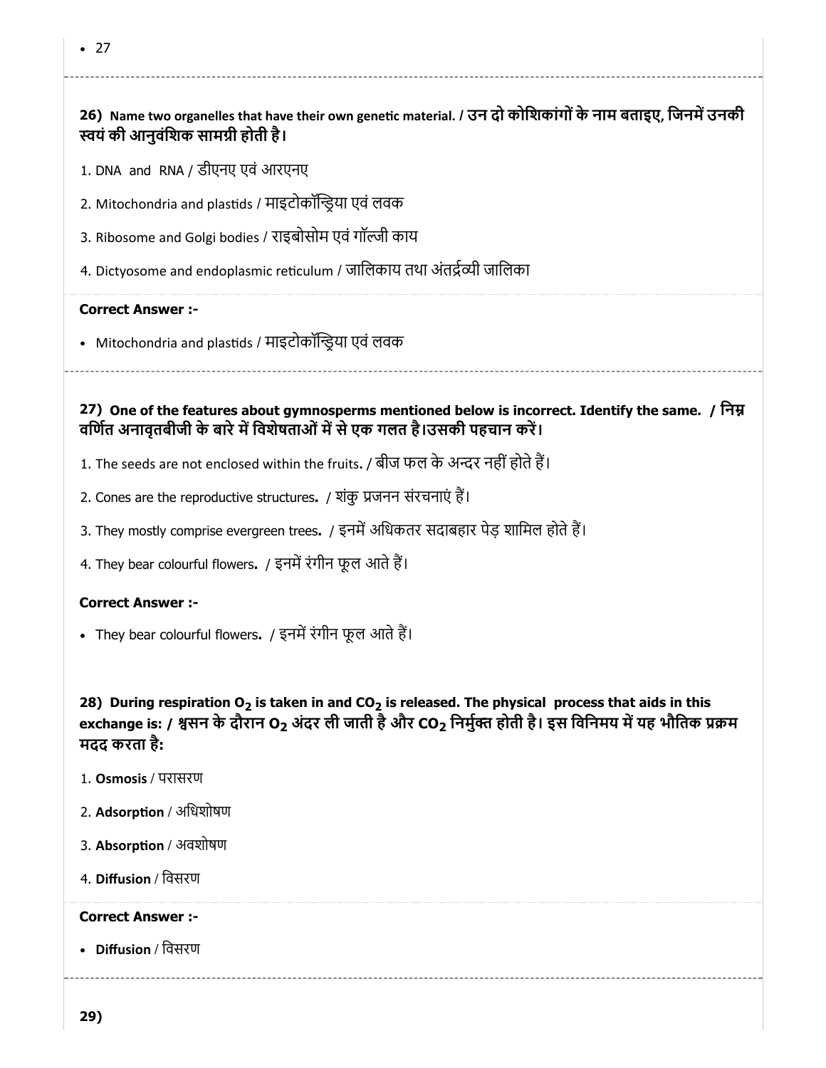- 27

**26) Name two organelles that have their own genetic material. / उन दो कोशिकांगों के नाम बताइए, जिनमें उनकी स्वयं की आनुवंशिक सामग्री होती है।**

1. DNA and RNA / डीएनए एवं आरएनए
2. Mitochondria and plastids / माइटोकॉन्ड्रिया एवं लवक
3. Ribosome and Golgi bodies / राइबोसोम एवं गॉल्जी काय
4. Dictyosome and endoplasmic reticulum / जालिकाय तथा अंतर्द्रव्यी जालिका

**Correct Answer :-**

- Mitochondria and plastids / माइटोकॉन्ड्रिया एवं लवक

**27) One of the features about gymnosperms mentioned below is incorrect. Identify the same. / निम्न वर्णित अनावृतबीजी के बारे में विशेषताओं में से एक गलत है।उसकी पहचान करें।**

1. The seeds are not enclosed within the fruits. / बीज फल के अन्दर नहीं होते हैं।
2. Cones are the reproductive structures**.** / शंकु प्रजनन संरचनाएं हैं।
3. They mostly comprise evergreen trees**.** / इनमें अधिकतर सदाबहार पेड़ शामिल होते हैं।
4. They bear colourful flowers**.** / इनमें रंगीन फूल आते हैं।

**Correct Answer :-**

- They bear colourful flowers**.** / इनमें रंगीन फूल आते हैं।

**28) During respiration $O_2$ is taken in and $CO_2$ is released. The physical process that aids in this exchange is: / श्वसन के दौरान $O_2$ अंदर ली जाती है और $CO_2$ निर्मुक्त होती है। इस विनिमय में यह भौतिक प्रक्रम मदद करता है:**

1. **Osmosis** / परासरण
2. **Adsorption** / अधिशोषण
3. **Absorption** / अवशोषण
4. **Diffusion** / विसरण

**Correct Answer :-**

- **Diffusion** / विसरण

**29)**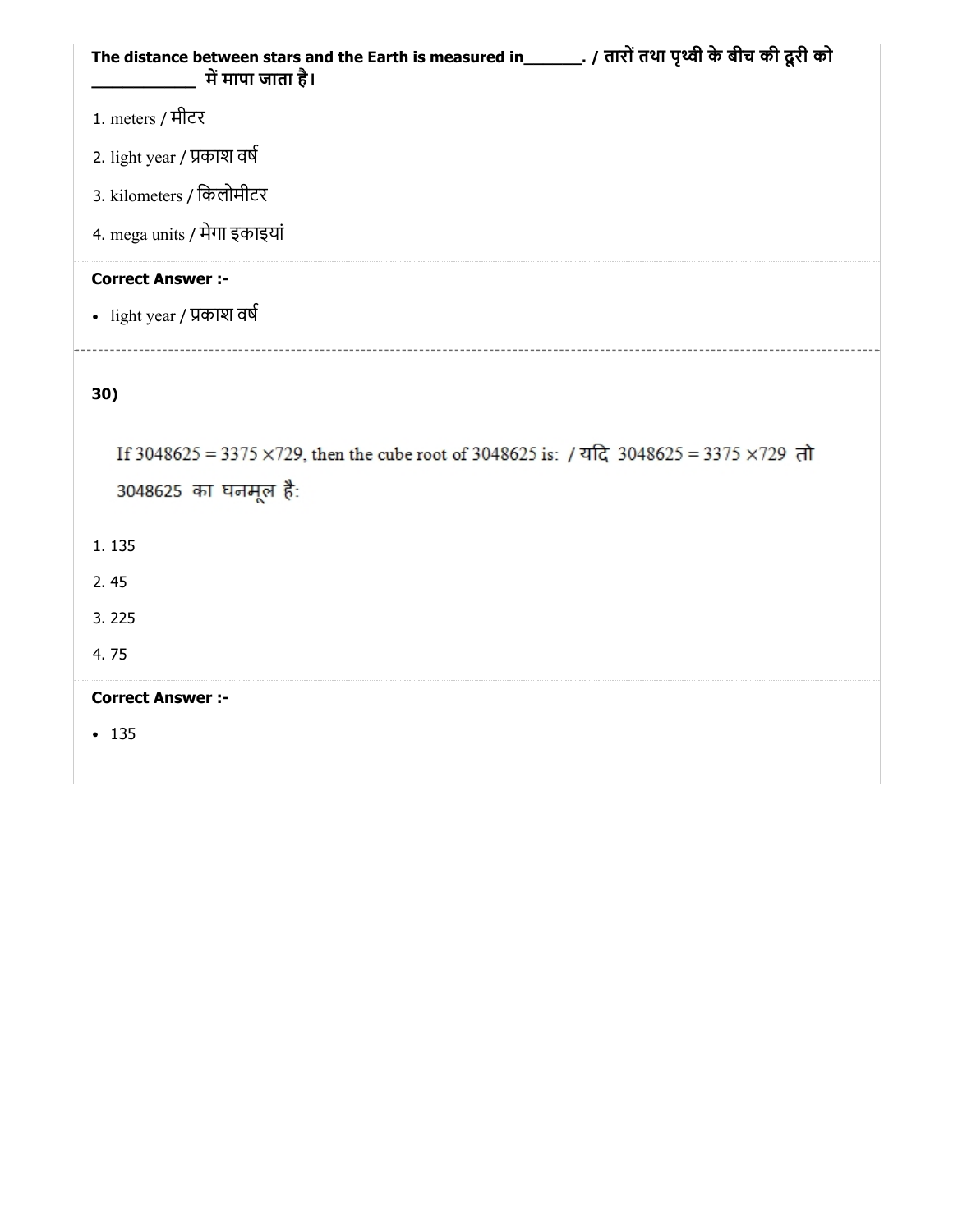**The distance between stars and the Earth is measured in______. / तारों तथा पृथ्वी के बीच की दूरी को ___________ में मापा जाता है।**

1. meters / मीटर
2. light year / प्रकाश वर्ष
3. kilometers / किलोमीटर
4. mega units / मेगा इकाइयां

**Correct Answer :-**

- light year / प्रकाश वर्ष

---

**30)**

If $3048625 = 3375 \times 729$, then the cube root of 3048625 is: / यदि $3048625 = 3375 \times 729$ तो 3048625 का घनमूल है:

1. 135
2. 45
3. 225
4. 75

**Correct Answer :-**

- 135